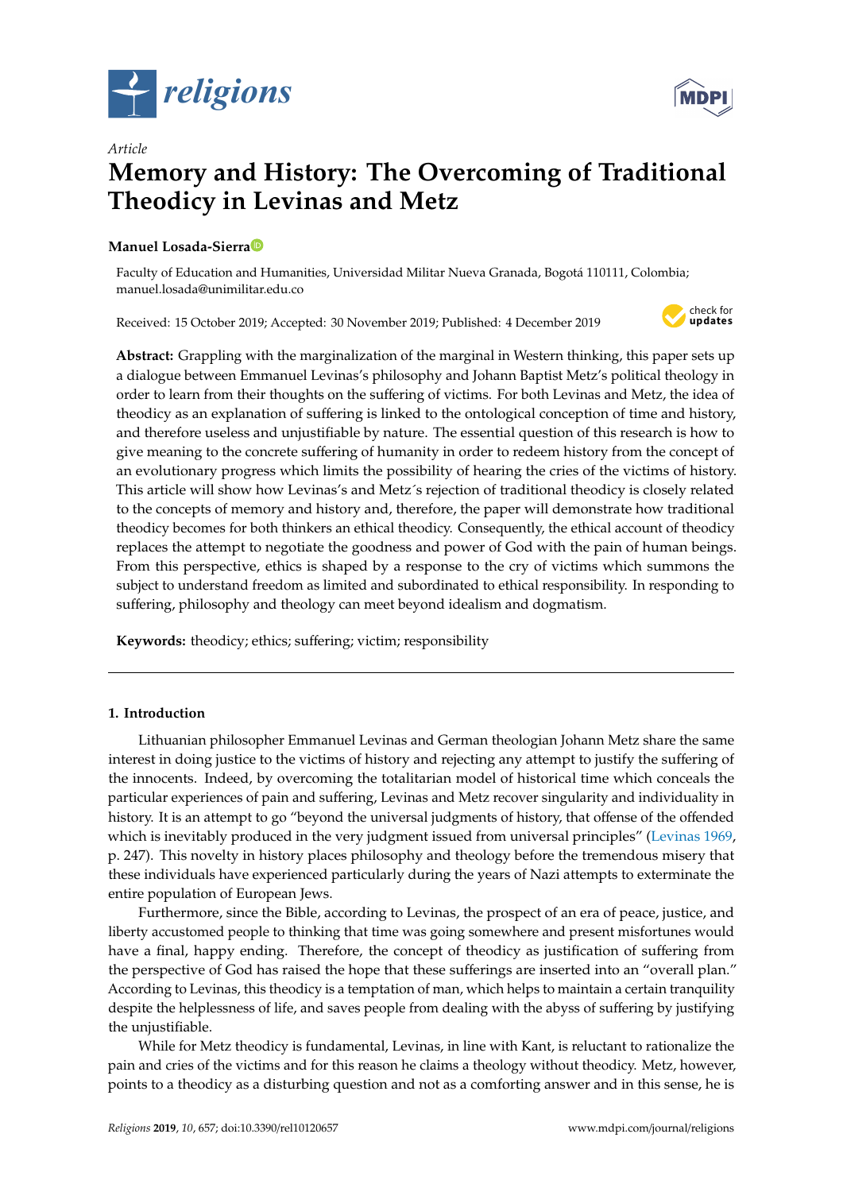*Article*

# Memory and History: The Overcoming of Traditional Theodicy in Levinas and Metz

**Manuel Losada-Sierra**

Faculty of Education and Humanities, Universidad Militar Nueva Granada, Bogotá 110111, Colombia; manuel.losada@unimilitar.edu.co

Received: 15 October 2019; Accepted: 30 November 2019; Published: 4 December 2019

**Abstract:** Grappling with the marginalization of the marginal in Western thinking, this paper sets up a dialogue between Emmanuel Levinas's philosophy and Johann Baptist Metz's political theology in order to learn from their thoughts on the suffering of victims. For both Levinas and Metz, the idea of theodicy as an explanation of suffering is linked to the ontological conception of time and history, and therefore useless and unjustifiable by nature. The essential question of this research is how to give meaning to the concrete suffering of humanity in order to redeem history from the concept of an evolutionary progress which limits the possibility of hearing the cries of the victims of history. This article will show how Levinas's and Metz´s rejection of traditional theodicy is closely related to the concepts of memory and history and, therefore, the paper will demonstrate how traditional theodicy becomes for both thinkers an ethical theodicy. Consequently, the ethical account of theodicy replaces the attempt to negotiate the goodness and power of God with the pain of human beings. From this perspective, ethics is shaped by a response to the cry of victims which summons the subject to understand freedom as limited and subordinated to ethical responsibility. In responding to suffering, philosophy and theology can meet beyond idealism and dogmatism.

**Keywords:** theodicy; ethics; suffering; victim; responsibility

## 1. Introduction

Lithuanian philosopher Emmanuel Levinas and German theologian Johann Metz share the same interest in doing justice to the victims of history and rejecting any attempt to justify the suffering of the innocents. Indeed, by overcoming the totalitarian model of historical time which conceals the particular experiences of pain and suffering, Levinas and Metz recover singularity and individuality in history. It is an attempt to go "beyond the universal judgments of history, that offense of the offended which is inevitably produced in the very judgment issued from universal principles" (Levinas 1969, p. 247). This novelty in history places philosophy and theology before the tremendous misery that these individuals have experienced particularly during the years of Nazi attempts to exterminate the entire population of European Jews.

Furthermore, since the Bible, according to Levinas, the prospect of an era of peace, justice, and liberty accustomed people to thinking that time was going somewhere and present misfortunes would have a final, happy ending. Therefore, the concept of theodicy as justification of suffering from the perspective of God has raised the hope that these sufferings are inserted into an "overall plan." According to Levinas, this theodicy is a temptation of man, which helps to maintain a certain tranquility despite the helplessness of life, and saves people from dealing with the abyss of suffering by justifying the unjustifiable.

While for Metz theodicy is fundamental, Levinas, in line with Kant, is reluctant to rationalize the pain and cries of the victims and for this reason he claims a theology without theodicy. Metz, however, points to a theodicy as a disturbing question and not as a comforting answer and in this sense, he is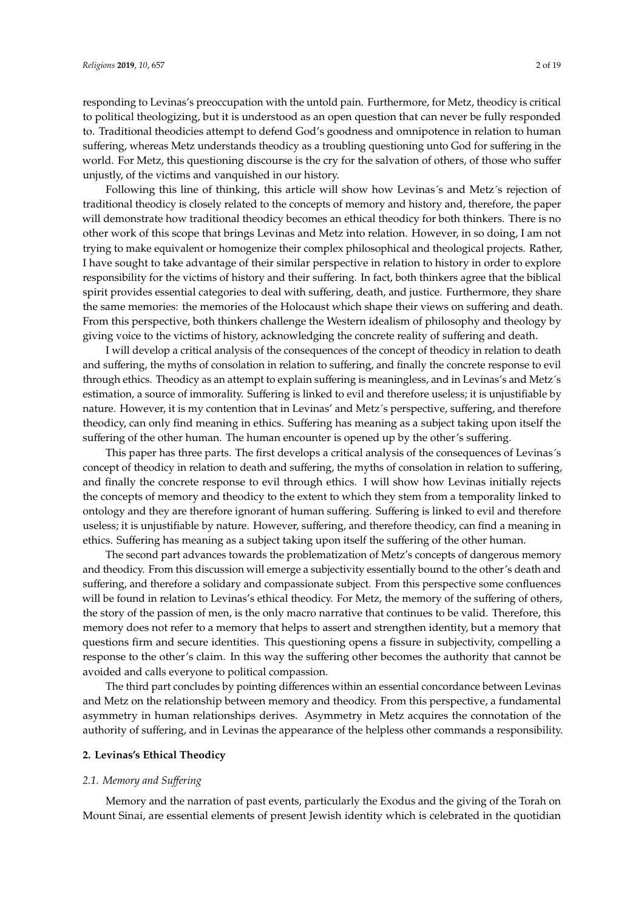responding to Levinas's preoccupation with the untold pain. Furthermore, for Metz, theodicy is critical to political theologizing, but it is understood as an open question that can never be fully responded to. Traditional theodicies attempt to defend God's goodness and omnipotence in relation to human suffering, whereas Metz understands theodicy as a troubling questioning unto God for suffering in the world. For Metz, this questioning discourse is the cry for the salvation of others, of those who suffer unjustly, of the victims and vanquished in our history.

Following this line of thinking, this article will show how Levinas´s and Metz´s rejection of traditional theodicy is closely related to the concepts of memory and history and, therefore, the paper will demonstrate how traditional theodicy becomes an ethical theodicy for both thinkers. There is no other work of this scope that brings Levinas and Metz into relation. However, in so doing, I am not trying to make equivalent or homogenize their complex philosophical and theological projects. Rather, I have sought to take advantage of their similar perspective in relation to history in order to explore responsibility for the victims of history and their suffering. In fact, both thinkers agree that the biblical spirit provides essential categories to deal with suffering, death, and justice. Furthermore, they share the same memories: the memories of the Holocaust which shape their views on suffering and death. From this perspective, both thinkers challenge the Western idealism of philosophy and theology by giving voice to the victims of history, acknowledging the concrete reality of suffering and death.

I will develop a critical analysis of the consequences of the concept of theodicy in relation to death and suffering, the myths of consolation in relation to suffering, and finally the concrete response to evil through ethics. Theodicy as an attempt to explain suffering is meaningless, and in Levinas's and Metz´s estimation, a source of immorality. Suffering is linked to evil and therefore useless; it is unjustifiable by nature. However, it is my contention that in Levinas' and Metz´s perspective, suffering, and therefore theodicy, can only find meaning in ethics. Suffering has meaning as a subject taking upon itself the suffering of the other human. The human encounter is opened up by the other's suffering.

This paper has three parts. The first develops a critical analysis of the consequences of Levinas´s concept of theodicy in relation to death and suffering, the myths of consolation in relation to suffering, and finally the concrete response to evil through ethics. I will show how Levinas initially rejects the concepts of memory and theodicy to the extent to which they stem from a temporality linked to ontology and they are therefore ignorant of human suffering. Suffering is linked to evil and therefore useless; it is unjustifiable by nature. However, suffering, and therefore theodicy, can find a meaning in ethics. Suffering has meaning as a subject taking upon itself the suffering of the other human.

The second part advances towards the problematization of Metz's concepts of dangerous memory and theodicy. From this discussion will emerge a subjectivity essentially bound to the other's death and suffering, and therefore a solidary and compassionate subject. From this perspective some confluences will be found in relation to Levinas's ethical theodicy. For Metz, the memory of the suffering of others, the story of the passion of men, is the only macro narrative that continues to be valid. Therefore, this memory does not refer to a memory that helps to assert and strengthen identity, but a memory that questions firm and secure identities. This questioning opens a fissure in subjectivity, compelling a response to the other's claim. In this way the suffering other becomes the authority that cannot be avoided and calls everyone to political compassion.

The third part concludes by pointing differences within an essential concordance between Levinas and Metz on the relationship between memory and theodicy. From this perspective, a fundamental asymmetry in human relationships derives. Asymmetry in Metz acquires the connotation of the authority of suffering, and in Levinas the appearance of the helpless other commands a responsibility.

## 2. Levinas's Ethical Theodicy

### *2.1. Memory and Suffering*

Memory and the narration of past events, particularly the Exodus and the giving of the Torah on Mount Sinai, are essential elements of present Jewish identity which is celebrated in the quotidian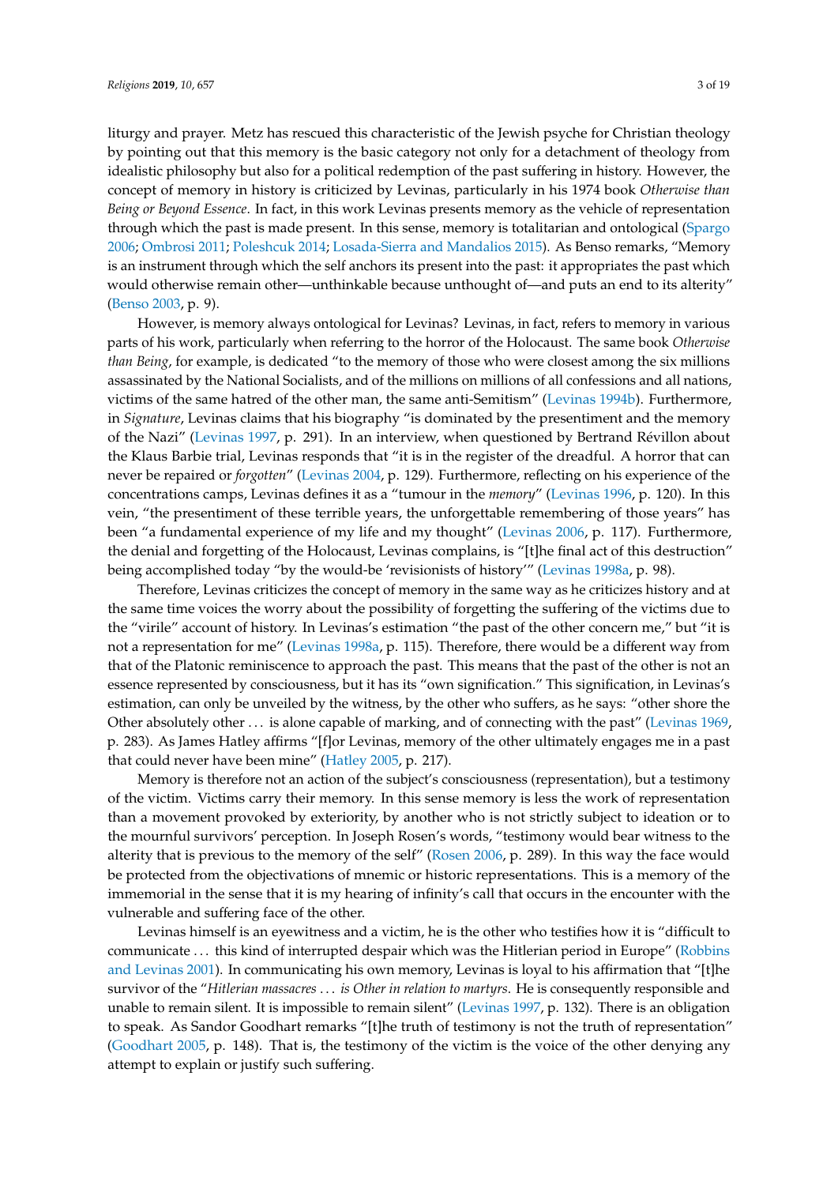liturgy and prayer. Metz has rescued this characteristic of the Jewish psyche for Christian theology by pointing out that this memory is the basic category not only for a detachment of theology from idealistic philosophy but also for a political redemption of the past suffering in history. However, the concept of memory in history is criticized by Levinas, particularly in his 1974 book *Otherwise than Being or Beyond Essence*. In fact, in this work Levinas presents memory as the vehicle of representation through which the past is made present. In this sense, memory is totalitarian and ontological (Spargo 2006; Ombrosi 2011; Poleshcuk 2014; Losada-Sierra and Mandalios 2015). As Benso remarks, "Memory is an instrument through which the self anchors its present into the past: it appropriates the past which would otherwise remain other—unthinkable because unthought of—and puts an end to its alterity" (Benso 2003, p. 9).

However, is memory always ontological for Levinas? Levinas, in fact, refers to memory in various parts of his work, particularly when referring to the horror of the Holocaust. The same book *Otherwise than Being*, for example, is dedicated "to the memory of those who were closest among the six millions assassinated by the National Socialists, and of the millions on millions of all confessions and all nations, victims of the same hatred of the other man, the same anti-Semitism" (Levinas 1994b). Furthermore, in *Signature*, Levinas claims that his biography "is dominated by the presentiment and the memory of the Nazi" (Levinas 1997, p. 291). In an interview, when questioned by Bertrand Révillon about the Klaus Barbie trial, Levinas responds that "it is in the register of the dreadful. A horror that can never be repaired or *forgotten*" (Levinas 2004, p. 129). Furthermore, reflecting on his experience of the concentrations camps, Levinas defines it as a "tumour in the *memory*" (Levinas 1996, p. 120). In this vein, "the presentiment of these terrible years, the unforgettable remembering of those years" has been "a fundamental experience of my life and my thought" (Levinas 2006, p. 117). Furthermore, the denial and forgetting of the Holocaust, Levinas complains, is "[t]he final act of this destruction" being accomplished today "by the would-be 'revisionists of history'" (Levinas 1998a, p. 98).

Therefore, Levinas criticizes the concept of memory in the same way as he criticizes history and at the same time voices the worry about the possibility of forgetting the suffering of the victims due to the "virile" account of history. In Levinas's estimation "the past of the other concern me," but "it is not a representation for me" (Levinas 1998a, p. 115). Therefore, there would be a different way from that of the Platonic reminiscence to approach the past. This means that the past of the other is not an essence represented by consciousness, but it has its "own signification." This signification, in Levinas's estimation, can only be unveiled by the witness, by the other who suffers, as he says: "other shore the Other absolutely other ... is alone capable of marking, and of connecting with the past" (Levinas 1969, p. 283). As James Hatley affirms "[f]or Levinas, memory of the other ultimately engages me in a past that could never have been mine" (Hatley 2005, p. 217).

Memory is therefore not an action of the subject's consciousness (representation), but a testimony of the victim. Victims carry their memory. In this sense memory is less the work of representation than a movement provoked by exteriority, by another who is not strictly subject to ideation or to the mournful survivors' perception. In Joseph Rosen's words, "testimony would bear witness to the alterity that is previous to the memory of the self" (Rosen 2006, p. 289). In this way the face would be protected from the objectivations of mnemic or historic representations. This is a memory of the immemorial in the sense that it is my hearing of infinity's call that occurs in the encounter with the vulnerable and suffering face of the other.

Levinas himself is an eyewitness and a victim, he is the other who testifies how it is "difficult to communicate ... this kind of interrupted despair which was the Hitlerian period in Europe" (Robbins and Levinas 2001). In communicating his own memory, Levinas is loyal to his affirmation that "[t]he survivor of the "*Hitlerian massacres ... is Other in relation to martyrs*. He is consequently responsible and unable to remain silent. It is impossible to remain silent" (Levinas 1997, p. 132). There is an obligation to speak. As Sandor Goodhart remarks "[t]he truth of testimony is not the truth of representation" (Goodhart 2005, p. 148). That is, the testimony of the victim is the voice of the other denying any attempt to explain or justify such suffering.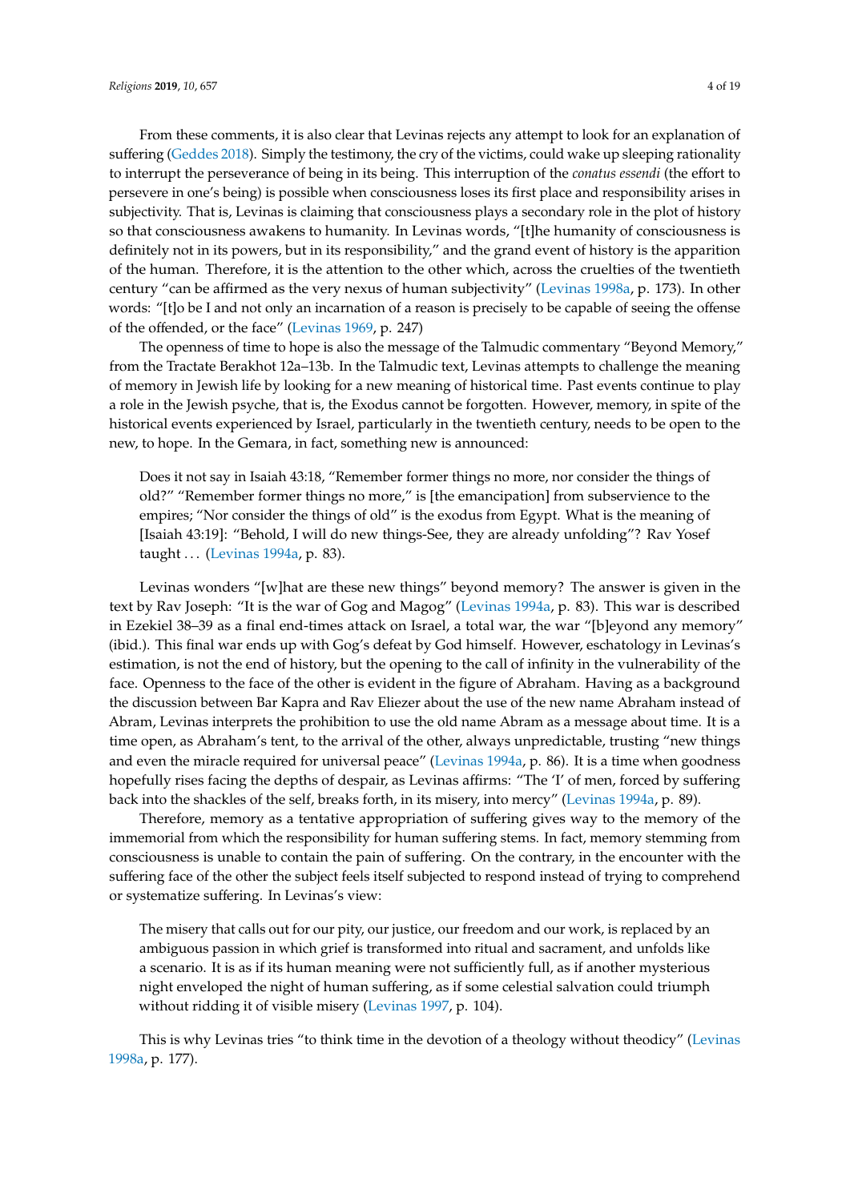From these comments, it is also clear that Levinas rejects any attempt to look for an explanation of suffering (Geddes 2018). Simply the testimony, the cry of the victims, could wake up sleeping rationality to interrupt the perseverance of being in its being. This interruption of the *conatus essendi* (the effort to persevere in one's being) is possible when consciousness loses its first place and responsibility arises in subjectivity. That is, Levinas is claiming that consciousness plays a secondary role in the plot of history so that consciousness awakens to humanity. In Levinas words, "[t]he humanity of consciousness is definitely not in its powers, but in its responsibility," and the grand event of history is the apparition of the human. Therefore, it is the attention to the other which, across the cruelties of the twentieth century "can be affirmed as the very nexus of human subjectivity" (Levinas 1998a, p. 173). In other words: "[t]o be I and not only an incarnation of a reason is precisely to be capable of seeing the offense of the offended, or the face" (Levinas 1969, p. 247)

The openness of time to hope is also the message of the Talmudic commentary "Beyond Memory," from the Tractate Berakhot 12a–13b. In the Talmudic text, Levinas attempts to challenge the meaning of memory in Jewish life by looking for a new meaning of historical time. Past events continue to play a role in the Jewish psyche, that is, the Exodus cannot be forgotten. However, memory, in spite of the historical events experienced by Israel, particularly in the twentieth century, needs to be open to the new, to hope. In the Gemara, in fact, something new is announced:

> Does it not say in Isaiah 43:18, "Remember former things no more, nor consider the things of old?" "Remember former things no more," is [the emancipation] from subservience to the empires; "Nor consider the things of old" is the exodus from Egypt. What is the meaning of [Isaiah 43:19]: "Behold, I will do new things-See, they are already unfolding"? Rav Yosef taught . . . (Levinas 1994a, p. 83).

Levinas wonders "[w]hat are these new things" beyond memory? The answer is given in the text by Rav Joseph: "It is the war of Gog and Magog" (Levinas 1994a, p. 83). This war is described in Ezekiel 38–39 as a final end-times attack on Israel, a total war, the war "[b]eyond any memory" (ibid.). This final war ends up with Gog's defeat by God himself. However, eschatology in Levinas's estimation, is not the end of history, but the opening to the call of infinity in the vulnerability of the face. Openness to the face of the other is evident in the figure of Abraham. Having as a background the discussion between Bar Kapra and Rav Eliezer about the use of the new name Abraham instead of Abram, Levinas interprets the prohibition to use the old name Abram as a message about time. It is a time open, as Abraham's tent, to the arrival of the other, always unpredictable, trusting "new things and even the miracle required for universal peace" (Levinas 1994a, p. 86). It is a time when goodness hopefully rises facing the depths of despair, as Levinas affirms: "The 'I' of men, forced by suffering back into the shackles of the self, breaks forth, in its misery, into mercy" (Levinas 1994a, p. 89).

Therefore, memory as a tentative appropriation of suffering gives way to the memory of the immemorial from which the responsibility for human suffering stems. In fact, memory stemming from consciousness is unable to contain the pain of suffering. On the contrary, in the encounter with the suffering face of the other the subject feels itself subjected to respond instead of trying to comprehend or systematize suffering. In Levinas's view:

> The misery that calls out for our pity, our justice, our freedom and our work, is replaced by an ambiguous passion in which grief is transformed into ritual and sacrament, and unfolds like a scenario. It is as if its human meaning were not sufficiently full, as if another mysterious night enveloped the night of human suffering, as if some celestial salvation could triumph without ridding it of visible misery (Levinas 1997, p. 104).

This is why Levinas tries "to think time in the devotion of a theology without theodicy" (Levinas 1998a, p. 177).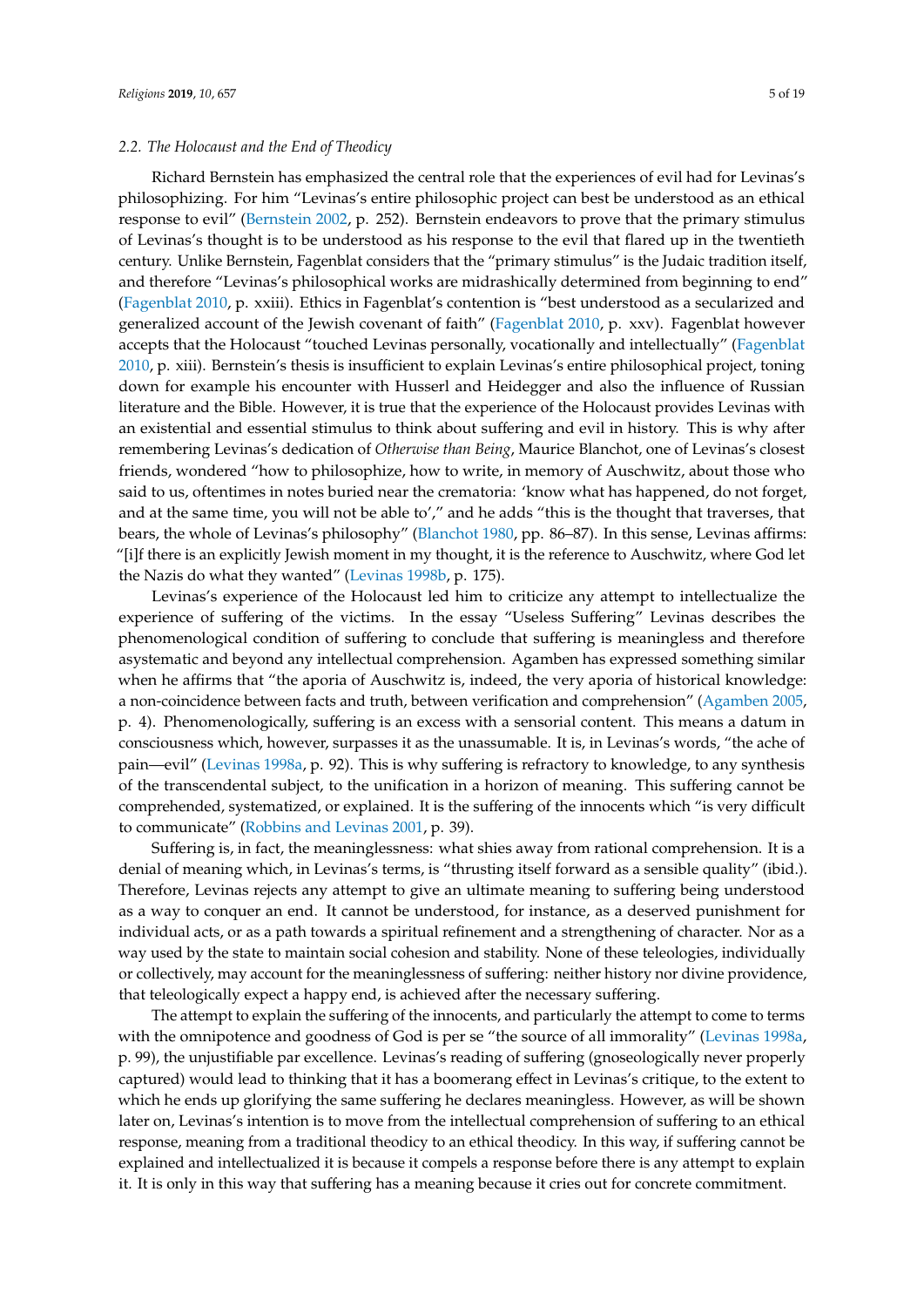*2.2. The Holocaust and the End of Theodicy*

Richard Bernstein has emphasized the central role that the experiences of evil had for Levinas's philosophizing. For him "Levinas's entire philosophic project can best be understood as an ethical response to evil" (Bernstein 2002, p. 252). Bernstein endeavors to prove that the primary stimulus of Levinas's thought is to be understood as his response to the evil that flared up in the twentieth century. Unlike Bernstein, Fagenblat considers that the "primary stimulus" is the Judaic tradition itself, and therefore "Levinas's philosophical works are midrashically determined from beginning to end" (Fagenblat 2010, p. xxiii). Ethics in Fagenblat's contention is "best understood as a secularized and generalized account of the Jewish covenant of faith" (Fagenblat 2010, p. xxv). Fagenblat however accepts that the Holocaust "touched Levinas personally, vocationally and intellectually" (Fagenblat 2010, p. xiii). Bernstein's thesis is insufficient to explain Levinas's entire philosophical project, toning down for example his encounter with Husserl and Heidegger and also the influence of Russian literature and the Bible. However, it is true that the experience of the Holocaust provides Levinas with an existential and essential stimulus to think about suffering and evil in history. This is why after remembering Levinas's dedication of *Otherwise than Being*, Maurice Blanchot, one of Levinas's closest friends, wondered "how to philosophize, how to write, in memory of Auschwitz, about those who said to us, oftentimes in notes buried near the crematoria: 'know what has happened, do not forget, and at the same time, you will not be able to'," and he adds "this is the thought that traverses, that bears, the whole of Levinas's philosophy" (Blanchot 1980, pp. 86–87). In this sense, Levinas affirms: "[i]f there is an explicitly Jewish moment in my thought, it is the reference to Auschwitz, where God let the Nazis do what they wanted" (Levinas 1998b, p. 175).

Levinas's experience of the Holocaust led him to criticize any attempt to intellectualize the experience of suffering of the victims. In the essay "Useless Suffering" Levinas describes the phenomenological condition of suffering to conclude that suffering is meaningless and therefore asystematic and beyond any intellectual comprehension. Agamben has expressed something similar when he affirms that "the aporia of Auschwitz is, indeed, the very aporia of historical knowledge: a non-coincidence between facts and truth, between verification and comprehension" (Agamben 2005, p. 4). Phenomenologically, suffering is an excess with a sensorial content. This means a datum in consciousness which, however, surpasses it as the unassumable. It is, in Levinas's words, "the ache of pain—evil" (Levinas 1998a, p. 92). This is why suffering is refractory to knowledge, to any synthesis of the transcendental subject, to the unification in a horizon of meaning. This suffering cannot be comprehended, systematized, or explained. It is the suffering of the innocents which "is very difficult to communicate" (Robbins and Levinas 2001, p. 39).

Suffering is, in fact, the meaninglessness: what shies away from rational comprehension. It is a denial of meaning which, in Levinas's terms, is "thrusting itself forward as a sensible quality" (ibid.). Therefore, Levinas rejects any attempt to give an ultimate meaning to suffering being understood as a way to conquer an end. It cannot be understood, for instance, as a deserved punishment for individual acts, or as a path towards a spiritual refinement and a strengthening of character. Nor as a way used by the state to maintain social cohesion and stability. None of these teleologies, individually or collectively, may account for the meaninglessness of suffering: neither history nor divine providence, that teleologically expect a happy end, is achieved after the necessary suffering.

The attempt to explain the suffering of the innocents, and particularly the attempt to come to terms with the omnipotence and goodness of God is per se "the source of all immorality" (Levinas 1998a, p. 99), the unjustifiable par excellence. Levinas's reading of suffering (gnoseologically never properly captured) would lead to thinking that it has a boomerang effect in Levinas's critique, to the extent to which he ends up glorifying the same suffering he declares meaningless. However, as will be shown later on, Levinas's intention is to move from the intellectual comprehension of suffering to an ethical response, meaning from a traditional theodicy to an ethical theodicy. In this way, if suffering cannot be explained and intellectualized it is because it compels a response before there is any attempt to explain it. It is only in this way that suffering has a meaning because it cries out for concrete commitment.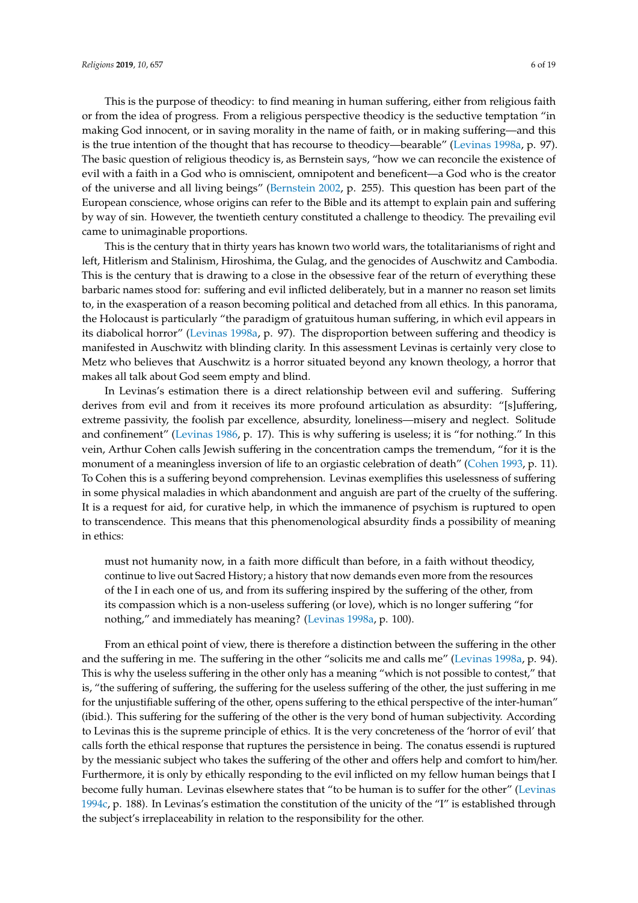This is the purpose of theodicy: to find meaning in human suffering, either from religious faith or from the idea of progress. From a religious perspective theodicy is the seductive temptation "in making God innocent, or in saving morality in the name of faith, or in making suffering—and this is the true intention of the thought that has recourse to theodicy—bearable" (Levinas 1998a, p. 97). The basic question of religious theodicy is, as Bernstein says, "how we can reconcile the existence of evil with a faith in a God who is omniscient, omnipotent and beneficent—a God who is the creator of the universe and all living beings" (Bernstein 2002, p. 255). This question has been part of the European conscience, whose origins can refer to the Bible and its attempt to explain pain and suffering by way of sin. However, the twentieth century constituted a challenge to theodicy. The prevailing evil came to unimaginable proportions.

This is the century that in thirty years has known two world wars, the totalitarianisms of right and left, Hitlerism and Stalinism, Hiroshima, the Gulag, and the genocides of Auschwitz and Cambodia. This is the century that is drawing to a close in the obsessive fear of the return of everything these barbaric names stood for: suffering and evil inflicted deliberately, but in a manner no reason set limits to, in the exasperation of a reason becoming political and detached from all ethics. In this panorama, the Holocaust is particularly "the paradigm of gratuitous human suffering, in which evil appears in its diabolical horror" (Levinas 1998a, p. 97). The disproportion between suffering and theodicy is manifested in Auschwitz with blinding clarity. In this assessment Levinas is certainly very close to Metz who believes that Auschwitz is a horror situated beyond any known theology, a horror that makes all talk about God seem empty and blind.

In Levinas's estimation there is a direct relationship between evil and suffering. Suffering derives from evil and from it receives its more profound articulation as absurdity: "[s]uffering, extreme passivity, the foolish par excellence, absurdity, loneliness—misery and neglect. Solitude and confinement" (Levinas 1986, p. 17). This is why suffering is useless; it is "for nothing." In this vein, Arthur Cohen calls Jewish suffering in the concentration camps the tremendum, "for it is the monument of a meaningless inversion of life to an orgiastic celebration of death" (Cohen 1993, p. 11). To Cohen this is a suffering beyond comprehension. Levinas exemplifies this uselessness of suffering in some physical maladies in which abandonment and anguish are part of the cruelty of the suffering. It is a request for aid, for curative help, in which the immanence of psychism is ruptured to open to transcendence. This means that this phenomenological absurdity finds a possibility of meaning in ethics:

> must not humanity now, in a faith more difficult than before, in a faith without theodicy, continue to live out Sacred History; a history that now demands even more from the resources of the I in each one of us, and from its suffering inspired by the suffering of the other, from its compassion which is a non-useless suffering (or love), which is no longer suffering "for nothing," and immediately has meaning? (Levinas 1998a, p. 100).

From an ethical point of view, there is therefore a distinction between the suffering in the other and the suffering in me. The suffering in the other "solicits me and calls me" (Levinas 1998a, p. 94). This is why the useless suffering in the other only has a meaning "which is not possible to contest," that is, "the suffering of suffering, the suffering for the useless suffering of the other, the just suffering in me for the unjustifiable suffering of the other, opens suffering to the ethical perspective of the inter-human" (ibid.). This suffering for the suffering of the other is the very bond of human subjectivity. According to Levinas this is the supreme principle of ethics. It is the very concreteness of the 'horror of evil' that calls forth the ethical response that ruptures the persistence in being. The conatus essendi is ruptured by the messianic subject who takes the suffering of the other and offers help and comfort to him/her. Furthermore, it is only by ethically responding to the evil inflicted on my fellow human beings that I become fully human. Levinas elsewhere states that "to be human is to suffer for the other" (Levinas 1994c, p. 188). In Levinas's estimation the constitution of the unicity of the "I" is established through the subject's irreplaceability in relation to the responsibility for the other.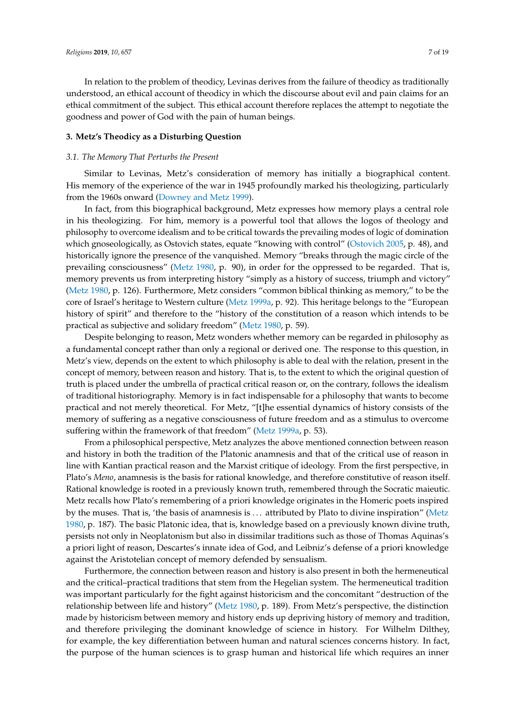In relation to the problem of theodicy, Levinas derives from the failure of theodicy as traditionally understood, an ethical account of theodicy in which the discourse about evil and pain claims for an ethical commitment of the subject. This ethical account therefore replaces the attempt to negotiate the goodness and power of God with the pain of human beings.

## 3. Metz's Theodicy as a Disturbing Question

### *3.1. The Memory That Perturbs the Present*

Similar to Levinas, Metz's consideration of memory has initially a biographical content. His memory of the experience of the war in 1945 profoundly marked his theologizing, particularly from the 1960s onward (Downey and Metz 1999).

In fact, from this biographical background, Metz expresses how memory plays a central role in his theologizing. For him, memory is a powerful tool that allows the logos of theology and philosophy to overcome idealism and to be critical towards the prevailing modes of logic of domination which gnoseologically, as Ostovich states, equate "knowing with control" (Ostovich 2005, p. 48), and historically ignore the presence of the vanquished. Memory "breaks through the magic circle of the prevailing consciousness" (Metz 1980, p. 90), in order for the oppressed to be regarded. That is, memory prevents us from interpreting history "simply as a history of success, triumph and victory" (Metz 1980, p. 126). Furthermore, Metz considers "common biblical thinking as memory," to be the core of Israel's heritage to Western culture (Metz 1999a, p. 92). This heritage belongs to the "European history of spirit" and therefore to the "history of the constitution of a reason which intends to be practical as subjective and solidary freedom" (Metz 1980, p. 59).

Despite belonging to reason, Metz wonders whether memory can be regarded in philosophy as a fundamental concept rather than only a regional or derived one. The response to this question, in Metz's view, depends on the extent to which philosophy is able to deal with the relation, present in the concept of memory, between reason and history. That is, to the extent to which the original question of truth is placed under the umbrella of practical critical reason or, on the contrary, follows the idealism of traditional historiography. Memory is in fact indispensable for a philosophy that wants to become practical and not merely theoretical. For Metz, "[t]he essential dynamics of history consists of the memory of suffering as a negative consciousness of future freedom and as a stimulus to overcome suffering within the framework of that freedom" (Metz 1999a, p. 53).

From a philosophical perspective, Metz analyzes the above mentioned connection between reason and history in both the tradition of the Platonic anamnesis and that of the critical use of reason in line with Kantian practical reason and the Marxist critique of ideology. From the first perspective, in Plato's *Meno*, anamnesis is the basis for rational knowledge, and therefore constitutive of reason itself. Rational knowledge is rooted in a previously known truth, remembered through the Socratic maieutic. Metz recalls how Plato's remembering of a priori knowledge originates in the Homeric poets inspired by the muses. That is, 'the basis of anamnesis is . . . attributed by Plato to divine inspiration" (Metz 1980, p. 187). The basic Platonic idea, that is, knowledge based on a previously known divine truth, persists not only in Neoplatonism but also in dissimilar traditions such as those of Thomas Aquinas's a priori light of reason, Descartes's innate idea of God, and Leibniz's defense of a priori knowledge against the Aristotelian concept of memory defended by sensualism.

Furthermore, the connection between reason and history is also present in both the hermeneutical and the critical–practical traditions that stem from the Hegelian system. The hermeneutical tradition was important particularly for the fight against historicism and the concomitant "destruction of the relationship between life and history" (Metz 1980, p. 189). From Metz's perspective, the distinction made by historicism between memory and history ends up depriving history of memory and tradition, and therefore privileging the dominant knowledge of science in history. For Wilhelm Dilthey, for example, the key differentiation between human and natural sciences concerns history. In fact, the purpose of the human sciences is to grasp human and historical life which requires an inner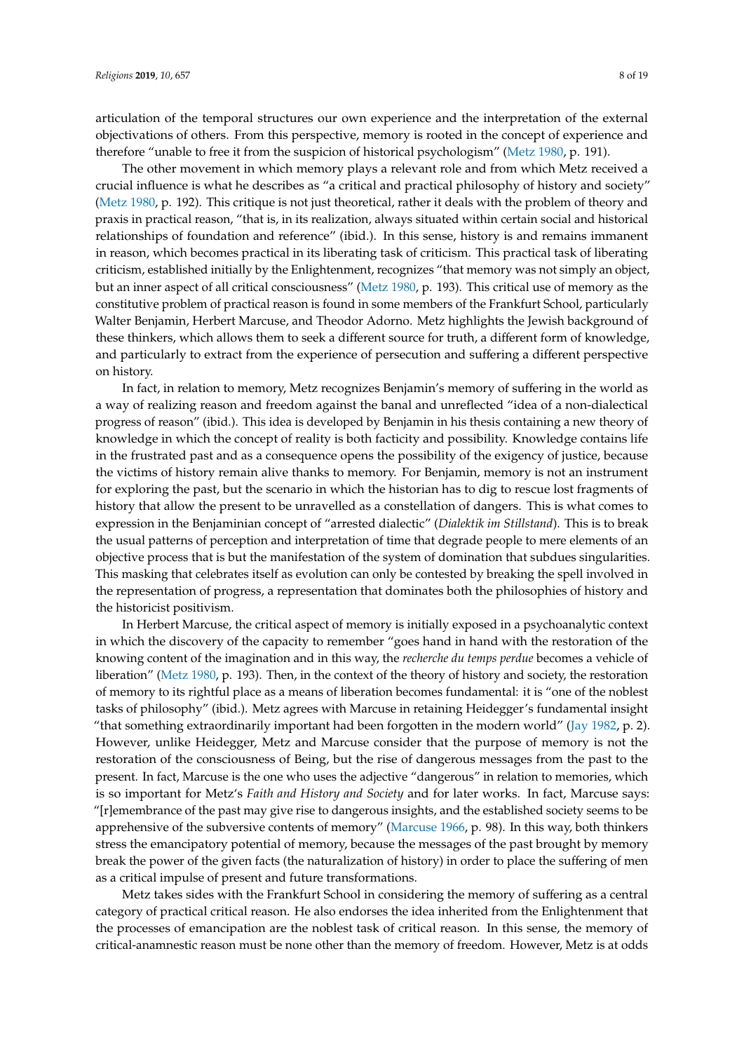articulation of the temporal structures our own experience and the interpretation of the external objectivations of others. From this perspective, memory is rooted in the concept of experience and therefore "unable to free it from the suspicion of historical psychologism" (Metz 1980, p. 191).

The other movement in which memory plays a relevant role and from which Metz received a crucial influence is what he describes as "a critical and practical philosophy of history and society" (Metz 1980, p. 192). This critique is not just theoretical, rather it deals with the problem of theory and praxis in practical reason, "that is, in its realization, always situated within certain social and historical relationships of foundation and reference" (ibid.). In this sense, history is and remains immanent in reason, which becomes practical in its liberating task of criticism. This practical task of liberating criticism, established initially by the Enlightenment, recognizes "that memory was not simply an object, but an inner aspect of all critical consciousness" (Metz 1980, p. 193). This critical use of memory as the constitutive problem of practical reason is found in some members of the Frankfurt School, particularly Walter Benjamin, Herbert Marcuse, and Theodor Adorno. Metz highlights the Jewish background of these thinkers, which allows them to seek a different source for truth, a different form of knowledge, and particularly to extract from the experience of persecution and suffering a different perspective on history.

In fact, in relation to memory, Metz recognizes Benjamin's memory of suffering in the world as a way of realizing reason and freedom against the banal and unreflected "idea of a non-dialectical progress of reason" (ibid.). This idea is developed by Benjamin in his thesis containing a new theory of knowledge in which the concept of reality is both facticity and possibility. Knowledge contains life in the frustrated past and as a consequence opens the possibility of the exigency of justice, because the victims of history remain alive thanks to memory. For Benjamin, memory is not an instrument for exploring the past, but the scenario in which the historian has to dig to rescue lost fragments of history that allow the present to be unravelled as a constellation of dangers. This is what comes to expression in the Benjaminian concept of "arrested dialectic" (*Dialektik im Stillstand*). This is to break the usual patterns of perception and interpretation of time that degrade people to mere elements of an objective process that is but the manifestation of the system of domination that subdues singularities. This masking that celebrates itself as evolution can only be contested by breaking the spell involved in the representation of progress, a representation that dominates both the philosophies of history and the historicist positivism.

In Herbert Marcuse, the critical aspect of memory is initially exposed in a psychoanalytic context in which the discovery of the capacity to remember "goes hand in hand with the restoration of the knowing content of the imagination and in this way, the *recherche du temps perdue* becomes a vehicle of liberation" (Metz 1980, p. 193). Then, in the context of the theory of history and society, the restoration of memory to its rightful place as a means of liberation becomes fundamental: it is "one of the noblest tasks of philosophy" (ibid.). Metz agrees with Marcuse in retaining Heidegger's fundamental insight "that something extraordinarily important had been forgotten in the modern world" (Jay 1982, p. 2). However, unlike Heidegger, Metz and Marcuse consider that the purpose of memory is not the restoration of the consciousness of Being, but the rise of dangerous messages from the past to the present. In fact, Marcuse is the one who uses the adjective "dangerous" in relation to memories, which is so important for Metz's *Faith and History and Society* and for later works. In fact, Marcuse says: "[r]emembrance of the past may give rise to dangerous insights, and the established society seems to be apprehensive of the subversive contents of memory" (Marcuse 1966, p. 98). In this way, both thinkers stress the emancipatory potential of memory, because the messages of the past brought by memory break the power of the given facts (the naturalization of history) in order to place the suffering of men as a critical impulse of present and future transformations.

Metz takes sides with the Frankfurt School in considering the memory of suffering as a central category of practical critical reason. He also endorses the idea inherited from the Enlightenment that the processes of emancipation are the noblest task of critical reason. In this sense, the memory of critical-anamnestic reason must be none other than the memory of freedom. However, Metz is at odds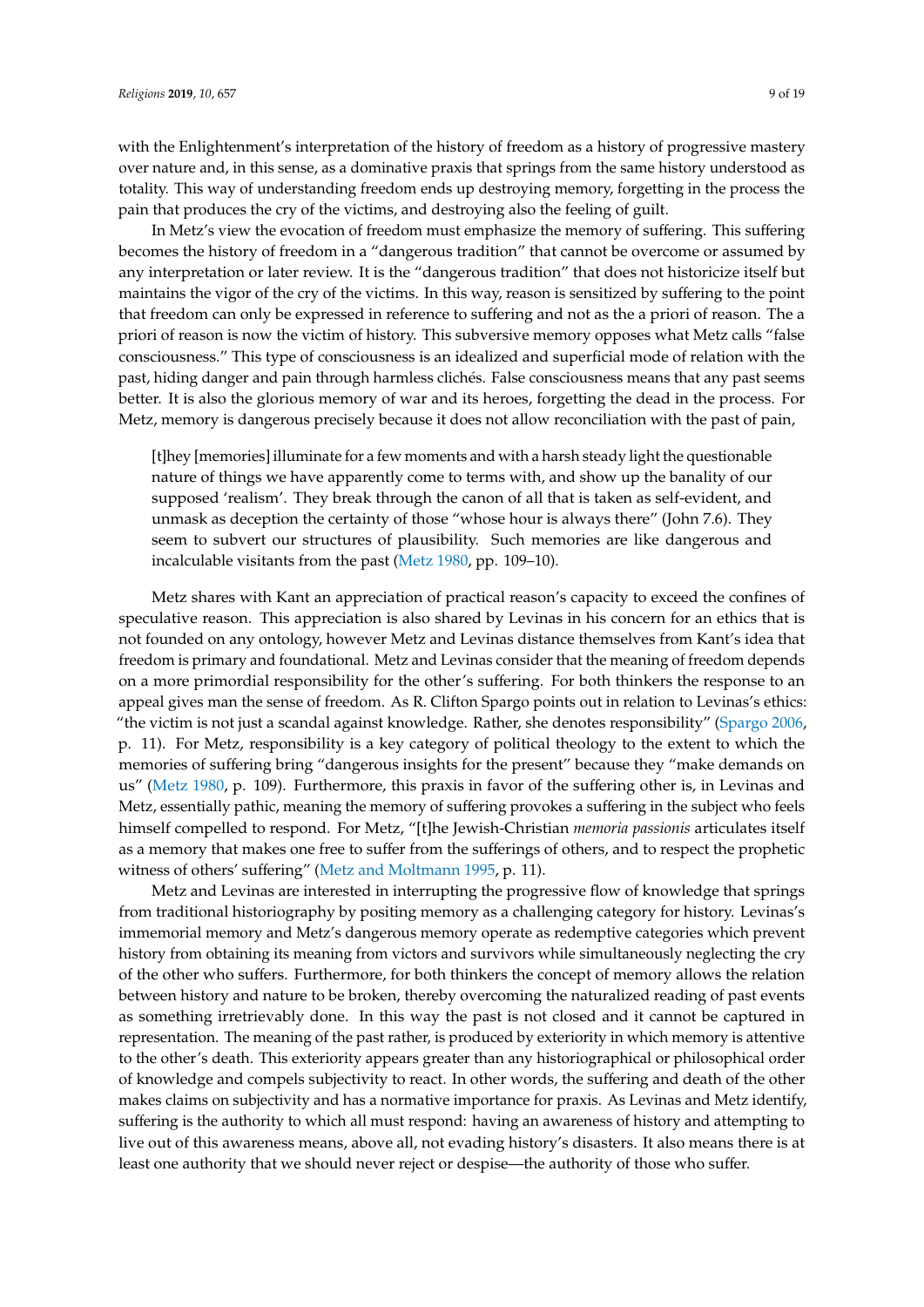with the Enlightenment's interpretation of the history of freedom as a history of progressive mastery over nature and, in this sense, as a dominative praxis that springs from the same history understood as totality. This way of understanding freedom ends up destroying memory, forgetting in the process the pain that produces the cry of the victims, and destroying also the feeling of guilt.

In Metz's view the evocation of freedom must emphasize the memory of suffering. This suffering becomes the history of freedom in a "dangerous tradition" that cannot be overcome or assumed by any interpretation or later review. It is the "dangerous tradition" that does not historicize itself but maintains the vigor of the cry of the victims. In this way, reason is sensitized by suffering to the point that freedom can only be expressed in reference to suffering and not as the a priori of reason. The a priori of reason is now the victim of history. This subversive memory opposes what Metz calls "false consciousness." This type of consciousness is an idealized and superficial mode of relation with the past, hiding danger and pain through harmless clichés. False consciousness means that any past seems better. It is also the glorious memory of war and its heroes, forgetting the dead in the process. For Metz, memory is dangerous precisely because it does not allow reconciliation with the past of pain,

> [t]hey [memories] illuminate for a few moments and with a harsh steady light the questionable nature of things we have apparently come to terms with, and show up the banality of our supposed 'realism'. They break through the canon of all that is taken as self-evident, and unmask as deception the certainty of those "whose hour is always there" (John 7.6). They seem to subvert our structures of plausibility. Such memories are like dangerous and incalculable visitants from the past (Metz 1980, pp. 109–10).

Metz shares with Kant an appreciation of practical reason's capacity to exceed the confines of speculative reason. This appreciation is also shared by Levinas in his concern for an ethics that is not founded on any ontology, however Metz and Levinas distance themselves from Kant's idea that freedom is primary and foundational. Metz and Levinas consider that the meaning of freedom depends on a more primordial responsibility for the other's suffering. For both thinkers the response to an appeal gives man the sense of freedom. As R. Clifton Spargo points out in relation to Levinas's ethics: "the victim is not just a scandal against knowledge. Rather, she denotes responsibility" (Spargo 2006, p. 11). For Metz, responsibility is a key category of political theology to the extent to which the memories of suffering bring "dangerous insights for the present" because they "make demands on us" (Metz 1980, p. 109). Furthermore, this praxis in favor of the suffering other is, in Levinas and Metz, essentially pathic, meaning the memory of suffering provokes a suffering in the subject who feels himself compelled to respond. For Metz, "[t]he Jewish-Christian *memoria passionis* articulates itself as a memory that makes one free to suffer from the sufferings of others, and to respect the prophetic witness of others' suffering" (Metz and Moltmann 1995, p. 11).

Metz and Levinas are interested in interrupting the progressive flow of knowledge that springs from traditional historiography by positing memory as a challenging category for history. Levinas's immemorial memory and Metz's dangerous memory operate as redemptive categories which prevent history from obtaining its meaning from victors and survivors while simultaneously neglecting the cry of the other who suffers. Furthermore, for both thinkers the concept of memory allows the relation between history and nature to be broken, thereby overcoming the naturalized reading of past events as something irretrievably done. In this way the past is not closed and it cannot be captured in representation. The meaning of the past rather, is produced by exteriority in which memory is attentive to the other's death. This exteriority appears greater than any historiographical or philosophical order of knowledge and compels subjectivity to react. In other words, the suffering and death of the other makes claims on subjectivity and has a normative importance for praxis. As Levinas and Metz identify, suffering is the authority to which all must respond: having an awareness of history and attempting to live out of this awareness means, above all, not evading history's disasters. It also means there is at least one authority that we should never reject or despise—the authority of those who suffer.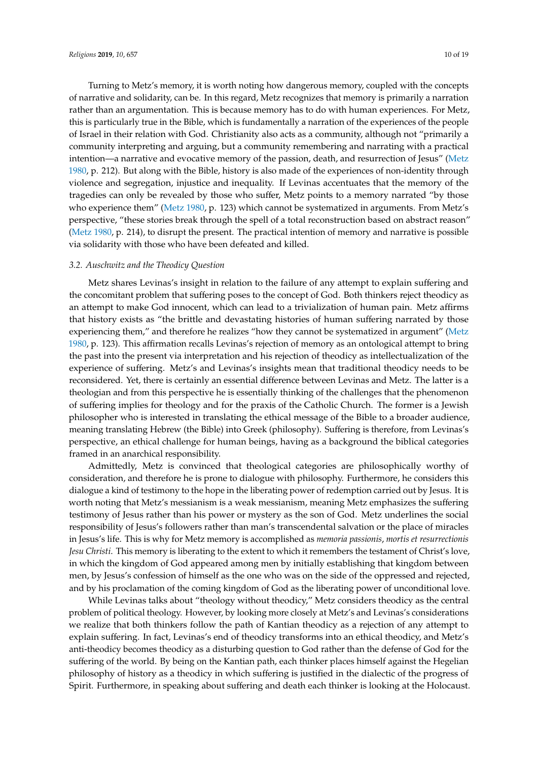Turning to Metz's memory, it is worth noting how dangerous memory, coupled with the concepts of narrative and solidarity, can be. In this regard, Metz recognizes that memory is primarily a narration rather than an argumentation. This is because memory has to do with human experiences. For Metz, this is particularly true in the Bible, which is fundamentally a narration of the experiences of the people of Israel in their relation with God. Christianity also acts as a community, although not "primarily a community interpreting and arguing, but a community remembering and narrating with a practical intention—a narrative and evocative memory of the passion, death, and resurrection of Jesus" (Metz 1980, p. 212). But along with the Bible, history is also made of the experiences of non-identity through violence and segregation, injustice and inequality. If Levinas accentuates that the memory of the tragedies can only be revealed by those who suffer, Metz points to a memory narrated "by those who experience them" (Metz 1980, p. 123) which cannot be systematized in arguments. From Metz's perspective, "these stories break through the spell of a total reconstruction based on abstract reason" (Metz 1980, p. 214), to disrupt the present. The practical intention of memory and narrative is possible via solidarity with those who have been defeated and killed.

### *3.2. Auschwitz and the Theodicy Question*

Metz shares Levinas's insight in relation to the failure of any attempt to explain suffering and the concomitant problem that suffering poses to the concept of God. Both thinkers reject theodicy as an attempt to make God innocent, which can lead to a trivialization of human pain. Metz affirms that history exists as "the brittle and devastating histories of human suffering narrated by those experiencing them," and therefore he realizes "how they cannot be systematized in argument" (Metz 1980, p. 123). This affirmation recalls Levinas's rejection of memory as an ontological attempt to bring the past into the present via interpretation and his rejection of theodicy as intellectualization of the experience of suffering. Metz's and Levinas's insights mean that traditional theodicy needs to be reconsidered. Yet, there is certainly an essential difference between Levinas and Metz. The latter is a theologian and from this perspective he is essentially thinking of the challenges that the phenomenon of suffering implies for theology and for the praxis of the Catholic Church. The former is a Jewish philosopher who is interested in translating the ethical message of the Bible to a broader audience, meaning translating Hebrew (the Bible) into Greek (philosophy). Suffering is therefore, from Levinas's perspective, an ethical challenge for human beings, having as a background the biblical categories framed in an anarchical responsibility.

Admittedly, Metz is convinced that theological categories are philosophically worthy of consideration, and therefore he is prone to dialogue with philosophy. Furthermore, he considers this dialogue a kind of testimony to the hope in the liberating power of redemption carried out by Jesus. It is worth noting that Metz's messianism is a weak messianism, meaning Metz emphasizes the suffering testimony of Jesus rather than his power or mystery as the son of God. Metz underlines the social responsibility of Jesus's followers rather than man's transcendental salvation or the place of miracles in Jesus's life. This is why for Metz memory is accomplished as *memoria passionis*, *mortis et resurrectionis Jesu Christi*. This memory is liberating to the extent to which it remembers the testament of Christ's love, in which the kingdom of God appeared among men by initially establishing that kingdom between men, by Jesus's confession of himself as the one who was on the side of the oppressed and rejected, and by his proclamation of the coming kingdom of God as the liberating power of unconditional love.

While Levinas talks about "theology without theodicy," Metz considers theodicy as the central problem of political theology. However, by looking more closely at Metz's and Levinas's considerations we realize that both thinkers follow the path of Kantian theodicy as a rejection of any attempt to explain suffering. In fact, Levinas's end of theodicy transforms into an ethical theodicy, and Metz's anti-theodicy becomes theodicy as a disturbing question to God rather than the defense of God for the suffering of the world. By being on the Kantian path, each thinker places himself against the Hegelian philosophy of history as a theodicy in which suffering is justified in the dialectic of the progress of Spirit. Furthermore, in speaking about suffering and death each thinker is looking at the Holocaust.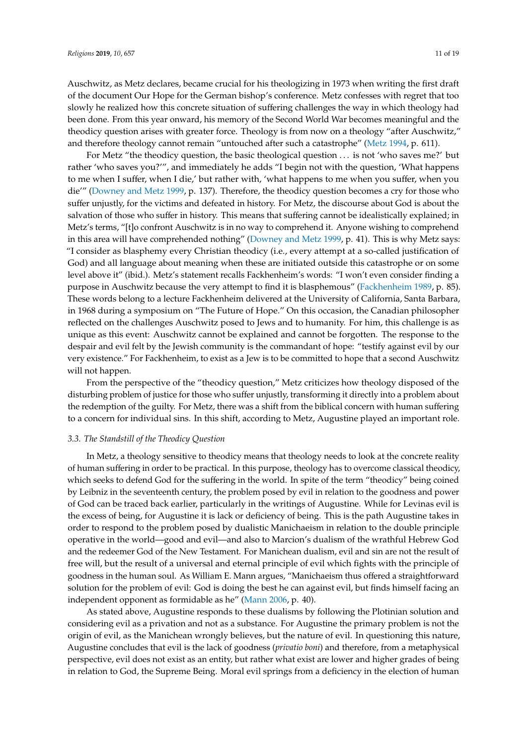Auschwitz, as Metz declares, became crucial for his theologizing in 1973 when writing the first draft of the document Our Hope for the German bishop's conference. Metz confesses with regret that too slowly he realized how this concrete situation of suffering challenges the way in which theology had been done. From this year onward, his memory of the Second World War becomes meaningful and the theodicy question arises with greater force. Theology is from now on a theology "after Auschwitz," and therefore theology cannot remain "untouched after such a catastrophe" (Metz 1994, p. 611).

For Metz "the theodicy question, the basic theological question . . . is not 'who saves me?' but rather 'who saves you?'", and immediately he adds "I begin not with the question, 'What happens to me when I suffer, when I die,' but rather with, 'what happens to me when you suffer, when you die'" (Downey and Metz 1999, p. 137). Therefore, the theodicy question becomes a cry for those who suffer unjustly, for the victims and defeated in history. For Metz, the discourse about God is about the salvation of those who suffer in history. This means that suffering cannot be idealistically explained; in Metz's terms, "[t]o confront Auschwitz is in no way to comprehend it. Anyone wishing to comprehend in this area will have comprehended nothing" (Downey and Metz 1999, p. 41). This is why Metz says: "I consider as blasphemy every Christian theodicy (i.e., every attempt at a so-called justification of God) and all language about meaning when these are initiated outside this catastrophe or on some level above it" (ibid.). Metz's statement recalls Fackhenheim's words: "I won't even consider finding a purpose in Auschwitz because the very attempt to find it is blasphemous" (Fackhenheim 1989, p. 85). These words belong to a lecture Fackhenheim delivered at the University of California, Santa Barbara, in 1968 during a symposium on "The Future of Hope." On this occasion, the Canadian philosopher reflected on the challenges Auschwitz posed to Jews and to humanity. For him, this challenge is as unique as this event: Auschwitz cannot be explained and cannot be forgotten. The response to the despair and evil felt by the Jewish community is the commandant of hope: "testify against evil by our very existence." For Fackhenheim, to exist as a Jew is to be committed to hope that a second Auschwitz will not happen.

From the perspective of the "theodicy question," Metz criticizes how theology disposed of the disturbing problem of justice for those who suffer unjustly, transforming it directly into a problem about the redemption of the guilty. For Metz, there was a shift from the biblical concern with human suffering to a concern for individual sins. In this shift, according to Metz, Augustine played an important role.

### 3.3. The Standstill of the Theodicy Question

In Metz, a theology sensitive to theodicy means that theology needs to look at the concrete reality of human suffering in order to be practical. In this purpose, theology has to overcome classical theodicy, which seeks to defend God for the suffering in the world. In spite of the term "theodicy" being coined by Leibniz in the seventeenth century, the problem posed by evil in relation to the goodness and power of God can be traced back earlier, particularly in the writings of Augustine. While for Levinas evil is the excess of being, for Augustine it is lack or deficiency of being. This is the path Augustine takes in order to respond to the problem posed by dualistic Manichaeism in relation to the double principle operative in the world—good and evil—and also to Marcion's dualism of the wrathful Hebrew God and the redeemer God of the New Testament. For Manichean dualism, evil and sin are not the result of free will, but the result of a universal and eternal principle of evil which fights with the principle of goodness in the human soul. As William E. Mann argues, "Manichaeism thus offered a straightforward solution for the problem of evil: God is doing the best he can against evil, but finds himself facing an independent opponent as formidable as he" (Mann 2006, p. 40).

As stated above, Augustine responds to these dualisms by following the Plotinian solution and considering evil as a privation and not as a substance. For Augustine the primary problem is not the origin of evil, as the Manichean wrongly believes, but the nature of evil. In questioning this nature, Augustine concludes that evil is the lack of goodness (*privatio boni*) and therefore, from a metaphysical perspective, evil does not exist as an entity, but rather what exist are lower and higher grades of being in relation to God, the Supreme Being. Moral evil springs from a deficiency in the election of human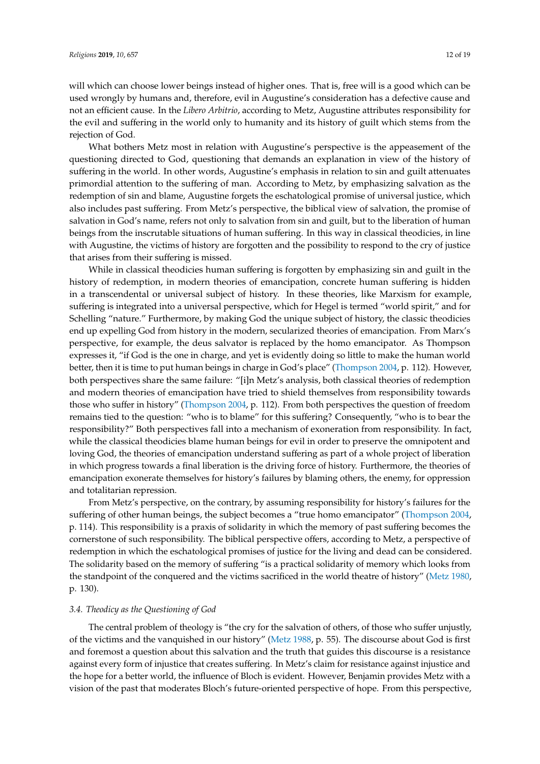will which can choose lower beings instead of higher ones. That is, free will is a good which can be used wrongly by humans and, therefore, evil in Augustine's consideration has a defective cause and not an efficient cause. In the *Libero Arbitrio*, according to Metz, Augustine attributes responsibility for the evil and suffering in the world only to humanity and its history of guilt which stems from the rejection of God.

What bothers Metz most in relation with Augustine's perspective is the appeasement of the questioning directed to God, questioning that demands an explanation in view of the history of suffering in the world. In other words, Augustine's emphasis in relation to sin and guilt attenuates primordial attention to the suffering of man. According to Metz, by emphasizing salvation as the redemption of sin and blame, Augustine forgets the eschatological promise of universal justice, which also includes past suffering. From Metz's perspective, the biblical view of salvation, the promise of salvation in God's name, refers not only to salvation from sin and guilt, but to the liberation of human beings from the inscrutable situations of human suffering. In this way in classical theodicies, in line with Augustine, the victims of history are forgotten and the possibility to respond to the cry of justice that arises from their suffering is missed.

While in classical theodicies human suffering is forgotten by emphasizing sin and guilt in the history of redemption, in modern theories of emancipation, concrete human suffering is hidden in a transcendental or universal subject of history. In these theories, like Marxism for example, suffering is integrated into a universal perspective, which for Hegel is termed "world spirit," and for Schelling "nature." Furthermore, by making God the unique subject of history, the classic theodicies end up expelling God from history in the modern, secularized theories of emancipation. From Marx's perspective, for example, the deus salvator is replaced by the homo emancipator. As Thompson expresses it, "if God is the one in charge, and yet is evidently doing so little to make the human world better, then it is time to put human beings in charge in God's place" (Thompson 2004, p. 112). However, both perspectives share the same failure: "[i]n Metz's analysis, both classical theories of redemption and modern theories of emancipation have tried to shield themselves from responsibility towards those who suffer in history" (Thompson 2004, p. 112). From both perspectives the question of freedom remains tied to the question: "who is to blame" for this suffering? Consequently, "who is to bear the responsibility?" Both perspectives fall into a mechanism of exoneration from responsibility. In fact, while the classical theodicies blame human beings for evil in order to preserve the omnipotent and loving God, the theories of emancipation understand suffering as part of a whole project of liberation in which progress towards a final liberation is the driving force of history. Furthermore, the theories of emancipation exonerate themselves for history's failures by blaming others, the enemy, for oppression and totalitarian repression.

From Metz's perspective, on the contrary, by assuming responsibility for history's failures for the suffering of other human beings, the subject becomes a "true homo emancipator" (Thompson 2004, p. 114). This responsibility is a praxis of solidarity in which the memory of past suffering becomes the cornerstone of such responsibility. The biblical perspective offers, according to Metz, a perspective of redemption in which the eschatological promises of justice for the living and dead can be considered. The solidarity based on the memory of suffering "is a practical solidarity of memory which looks from the standpoint of the conquered and the victims sacrificed in the world theatre of history" (Metz 1980, p. 130).

### *3.4. Theodicy as the Questioning of God*

The central problem of theology is "the cry for the salvation of others, of those who suffer unjustly, of the victims and the vanquished in our history" (Metz 1988, p. 55). The discourse about God is first and foremost a question about this salvation and the truth that guides this discourse is a resistance against every form of injustice that creates suffering. In Metz's claim for resistance against injustice and the hope for a better world, the influence of Bloch is evident. However, Benjamin provides Metz with a vision of the past that moderates Bloch's future-oriented perspective of hope. From this perspective,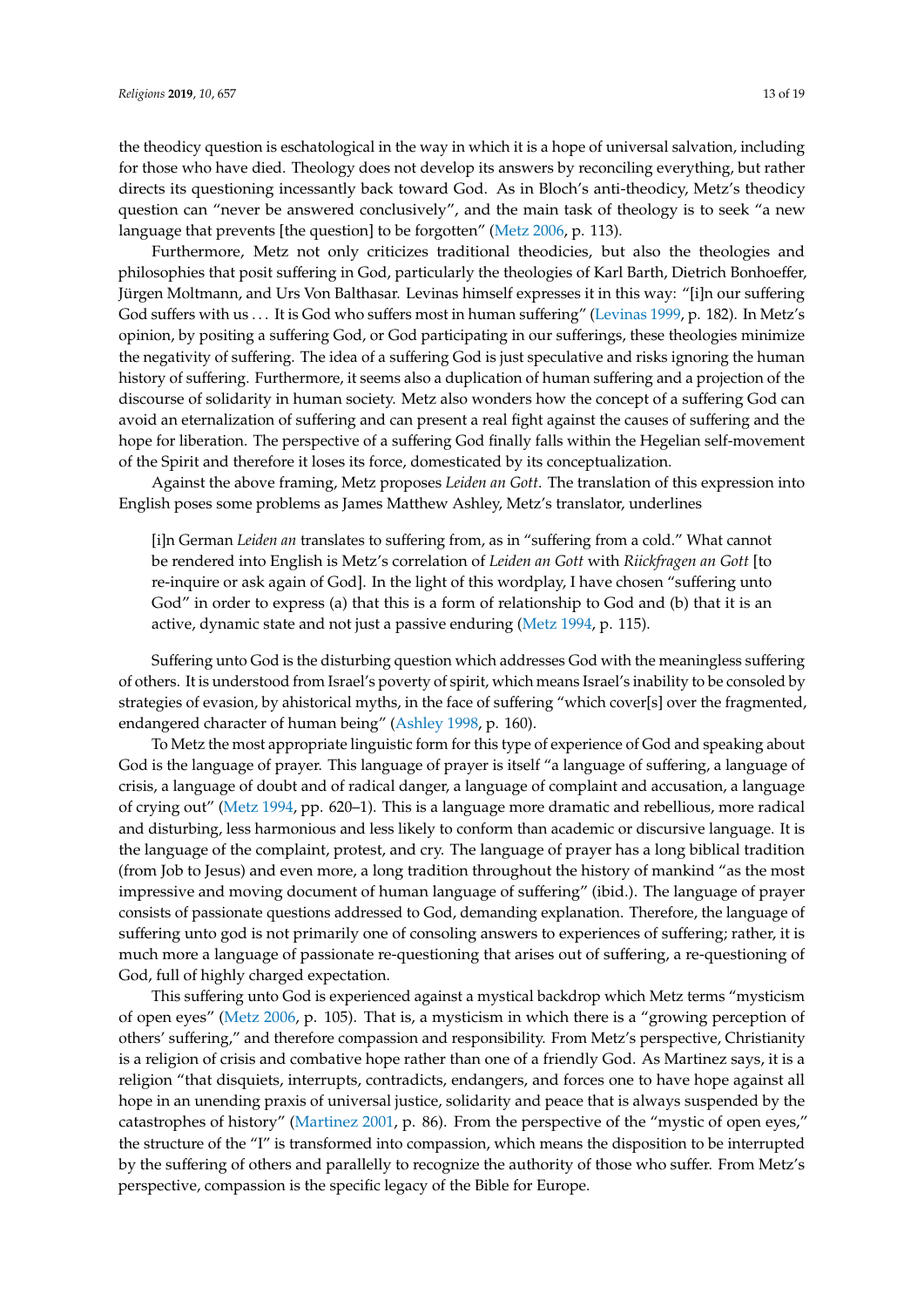the theodicy question is eschatological in the way in which it is a hope of universal salvation, including for those who have died. Theology does not develop its answers by reconciling everything, but rather directs its questioning incessantly back toward God. As in Bloch's anti-theodicy, Metz's theodicy question can "never be answered conclusively", and the main task of theology is to seek "a new language that prevents [the question] to be forgotten" (Metz 2006, p. 113).

Furthermore, Metz not only criticizes traditional theodicies, but also the theologies and philosophies that posit suffering in God, particularly the theologies of Karl Barth, Dietrich Bonhoeffer, Jürgen Moltmann, and Urs Von Balthasar. Levinas himself expresses it in this way: "[i]n our suffering God suffers with us ... It is God who suffers most in human suffering" (Levinas 1999, p. 182). In Metz's opinion, by positing a suffering God, or God participating in our sufferings, these theologies minimize the negativity of suffering. The idea of a suffering God is just speculative and risks ignoring the human history of suffering. Furthermore, it seems also a duplication of human suffering and a projection of the discourse of solidarity in human society. Metz also wonders how the concept of a suffering God can avoid an eternalization of suffering and can present a real fight against the causes of suffering and the hope for liberation. The perspective of a suffering God finally falls within the Hegelian self-movement of the Spirit and therefore it loses its force, domesticated by its conceptualization.

Against the above framing, Metz proposes *Leiden an Gott*. The translation of this expression into English poses some problems as James Matthew Ashley, Metz's translator, underlines

> [i]n German *Leiden an* translates to suffering from, as in "suffering from a cold." What cannot be rendered into English is Metz's correlation of *Leiden an Gott* with *Rückfragen an Gott* [to re-inquire or ask again of God]. In the light of this wordplay, I have chosen "suffering unto God" in order to express (a) that this is a form of relationship to God and (b) that it is an active, dynamic state and not just a passive enduring (Metz 1994, p. 115).

Suffering unto God is the disturbing question which addresses God with the meaningless suffering of others. It is understood from Israel's poverty of spirit, which means Israel's inability to be consoled by strategies of evasion, by ahistorical myths, in the face of suffering "which cover[s] over the fragmented, endangered character of human being" (Ashley 1998, p. 160).

To Metz the most appropriate linguistic form for this type of experience of God and speaking about God is the language of prayer. This language of prayer is itself "a language of suffering, a language of crisis, a language of doubt and of radical danger, a language of complaint and accusation, a language of crying out" (Metz 1994, pp. 620–1). This is a language more dramatic and rebellious, more radical and disturbing, less harmonious and less likely to conform than academic or discursive language. It is the language of the complaint, protest, and cry. The language of prayer has a long biblical tradition (from Job to Jesus) and even more, a long tradition throughout the history of mankind "as the most impressive and moving document of human language of suffering" (ibid.). The language of prayer consists of passionate questions addressed to God, demanding explanation. Therefore, the language of suffering unto god is not primarily one of consoling answers to experiences of suffering; rather, it is much more a language of passionate re-questioning that arises out of suffering, a re-questioning of God, full of highly charged expectation.

This suffering unto God is experienced against a mystical backdrop which Metz terms "mysticism of open eyes" (Metz 2006, p. 105). That is, a mysticism in which there is a "growing perception of others' suffering," and therefore compassion and responsibility. From Metz's perspective, Christianity is a religion of crisis and combative hope rather than one of a friendly God. As Martinez says, it is a religion "that disquiets, interrupts, contradicts, endangers, and forces one to have hope against all hope in an unending praxis of universal justice, solidarity and peace that is always suspended by the catastrophes of history" (Martinez 2001, p. 86). From the perspective of the "mystic of open eyes," the structure of the "I" is transformed into compassion, which means the disposition to be interrupted by the suffering of others and parallelly to recognize the authority of those who suffer. From Metz's perspective, compassion is the specific legacy of the Bible for Europe.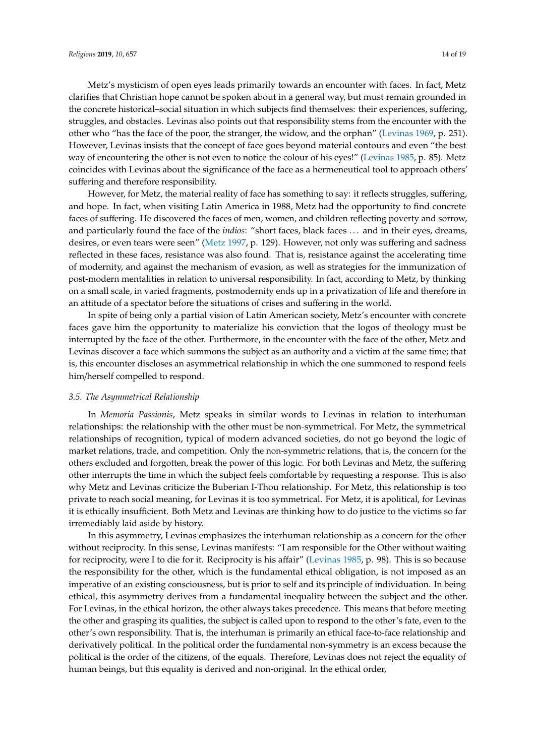Metz's mysticism of open eyes leads primarily towards an encounter with faces. In fact, Metz clarifies that Christian hope cannot be spoken about in a general way, but must remain grounded in the concrete historical–social situation in which subjects find themselves: their experiences, suffering, struggles, and obstacles. Levinas also points out that responsibility stems from the encounter with the other who "has the face of the poor, the stranger, the widow, and the orphan" (Levinas 1969, p. 251). However, Levinas insists that the concept of face goes beyond material contours and even "the best way of encountering the other is not even to notice the colour of his eyes!" (Levinas 1985, p. 85). Metz coincides with Levinas about the significance of the face as a hermeneutical tool to approach others' suffering and therefore responsibility.

However, for Metz, the material reality of face has something to say: it reflects struggles, suffering, and hope. In fact, when visiting Latin America in 1988, Metz had the opportunity to find concrete faces of suffering. He discovered the faces of men, women, and children reflecting poverty and sorrow, and particularly found the face of the *indios*: "short faces, black faces ... and in their eyes, dreams, desires, or even tears were seen" (Metz 1997, p. 129). However, not only was suffering and sadness reflected in these faces, resistance was also found. That is, resistance against the accelerating time of modernity, and against the mechanism of evasion, as well as strategies for the immunization of post-modern mentalities in relation to universal responsibility. In fact, according to Metz, by thinking on a small scale, in varied fragments, postmodernity ends up in a privatization of life and therefore in an attitude of a spectator before the situations of crises and suffering in the world.

In spite of being only a partial vision of Latin American society, Metz's encounter with concrete faces gave him the opportunity to materialize his conviction that the logos of theology must be interrupted by the face of the other. Furthermore, in the encounter with the face of the other, Metz and Levinas discover a face which summons the subject as an authority and a victim at the same time; that is, this encounter discloses an asymmetrical relationship in which the one summoned to respond feels him/herself compelled to respond.

### *3.5. The Asymmetrical Relationship*

In *Memoria Passionis*, Metz speaks in similar words to Levinas in relation to interhuman relationships: the relationship with the other must be non-symmetrical. For Metz, the symmetrical relationships of recognition, typical of modern advanced societies, do not go beyond the logic of market relations, trade, and competition. Only the non-symmetric relations, that is, the concern for the others excluded and forgotten, break the power of this logic. For both Levinas and Metz, the suffering other interrupts the time in which the subject feels comfortable by requesting a response. This is also why Metz and Levinas criticize the Buberian I-Thou relationship. For Metz, this relationship is too private to reach social meaning, for Levinas it is too symmetrical. For Metz, it is apolitical, for Levinas it is ethically insufficient. Both Metz and Levinas are thinking how to do justice to the victims so far irremediably laid aside by history.

In this asymmetry, Levinas emphasizes the interhuman relationship as a concern for the other without reciprocity. In this sense, Levinas manifests: "I am responsible for the Other without waiting for reciprocity, were I to die for it. Reciprocity is his affair" (Levinas 1985, p. 98). This is so because the responsibility for the other, which is the fundamental ethical obligation, is not imposed as an imperative of an existing consciousness, but is prior to self and its principle of individuation. In being ethical, this asymmetry derives from a fundamental inequality between the subject and the other. For Levinas, in the ethical horizon, the other always takes precedence. This means that before meeting the other and grasping its qualities, the subject is called upon to respond to the other's fate, even to the other's own responsibility. That is, the interhuman is primarily an ethical face-to-face relationship and derivatively political. In the political order the fundamental non-symmetry is an excess because the political is the order of the citizens, of the equals. Therefore, Levinas does not reject the equality of human beings, but this equality is derived and non-original. In the ethical order,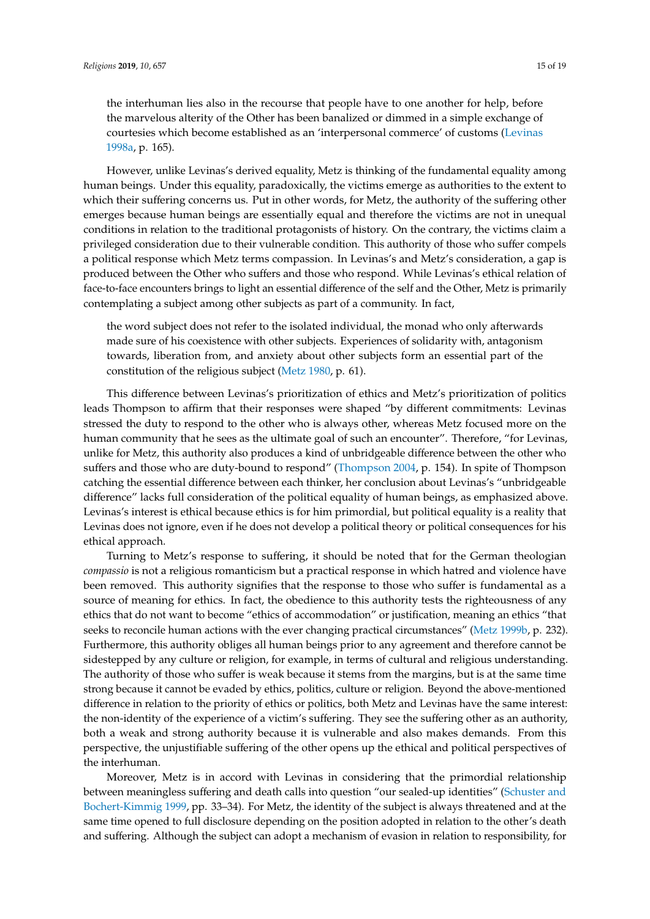> the interhuman lies also in the recourse that people have to one another for help, before the marvelous alterity of the Other has been banalized or dimmed in a simple exchange of courtesies which become established as an 'interpersonal commerce' of customs (Levinas 1998a, p. 165).

However, unlike Levinas's derived equality, Metz is thinking of the fundamental equality among human beings. Under this equality, paradoxically, the victims emerge as authorities to the extent to which their suffering concerns us. Put in other words, for Metz, the authority of the suffering other emerges because human beings are essentially equal and therefore the victims are not in unequal conditions in relation to the traditional protagonists of history. On the contrary, the victims claim a privileged consideration due to their vulnerable condition. This authority of those who suffer compels a political response which Metz terms compassion. In Levinas's and Metz's consideration, a gap is produced between the Other who suffers and those who respond. While Levinas's ethical relation of face-to-face encounters brings to light an essential difference of the self and the Other, Metz is primarily contemplating a subject among other subjects as part of a community. In fact,

> the word subject does not refer to the isolated individual, the monad who only afterwards made sure of his coexistence with other subjects. Experiences of solidarity with, antagonism towards, liberation from, and anxiety about other subjects form an essential part of the constitution of the religious subject (Metz 1980, p. 61).

This difference between Levinas's prioritization of ethics and Metz's prioritization of politics leads Thompson to affirm that their responses were shaped "by different commitments: Levinas stressed the duty to respond to the other who is always other, whereas Metz focused more on the human community that he sees as the ultimate goal of such an encounter". Therefore, "for Levinas, unlike for Metz, this authority also produces a kind of unbridgeable difference between the other who suffers and those who are duty-bound to respond" (Thompson 2004, p. 154). In spite of Thompson catching the essential difference between each thinker, her conclusion about Levinas's "unbridgeable difference" lacks full consideration of the political equality of human beings, as emphasized above. Levinas's interest is ethical because ethics is for him primordial, but political equality is a reality that Levinas does not ignore, even if he does not develop a political theory or political consequences for his ethical approach.

Turning to Metz's response to suffering, it should be noted that for the German theologian *compassio* is not a religious romanticism but a practical response in which hatred and violence have been removed. This authority signifies that the response to those who suffer is fundamental as a source of meaning for ethics. In fact, the obedience to this authority tests the righteousness of any ethics that do not want to become "ethics of accommodation" or justification, meaning an ethics "that seeks to reconcile human actions with the ever changing practical circumstances" (Metz 1999b, p. 232). Furthermore, this authority obliges all human beings prior to any agreement and therefore cannot be sidestepped by any culture or religion, for example, in terms of cultural and religious understanding. The authority of those who suffer is weak because it stems from the margins, but is at the same time strong because it cannot be evaded by ethics, politics, culture or religion. Beyond the above-mentioned difference in relation to the priority of ethics or politics, both Metz and Levinas have the same interest: the non-identity of the experience of a victim's suffering. They see the suffering other as an authority, both a weak and strong authority because it is vulnerable and also makes demands. From this perspective, the unjustifiable suffering of the other opens up the ethical and political perspectives of the interhuman.

Moreover, Metz is in accord with Levinas in considering that the primordial relationship between meaningless suffering and death calls into question "our sealed-up identities" (Schuster and Bochert-Kimmig 1999, pp. 33–34). For Metz, the identity of the subject is always threatened and at the same time opened to full disclosure depending on the position adopted in relation to the other's death and suffering. Although the subject can adopt a mechanism of evasion in relation to responsibility, for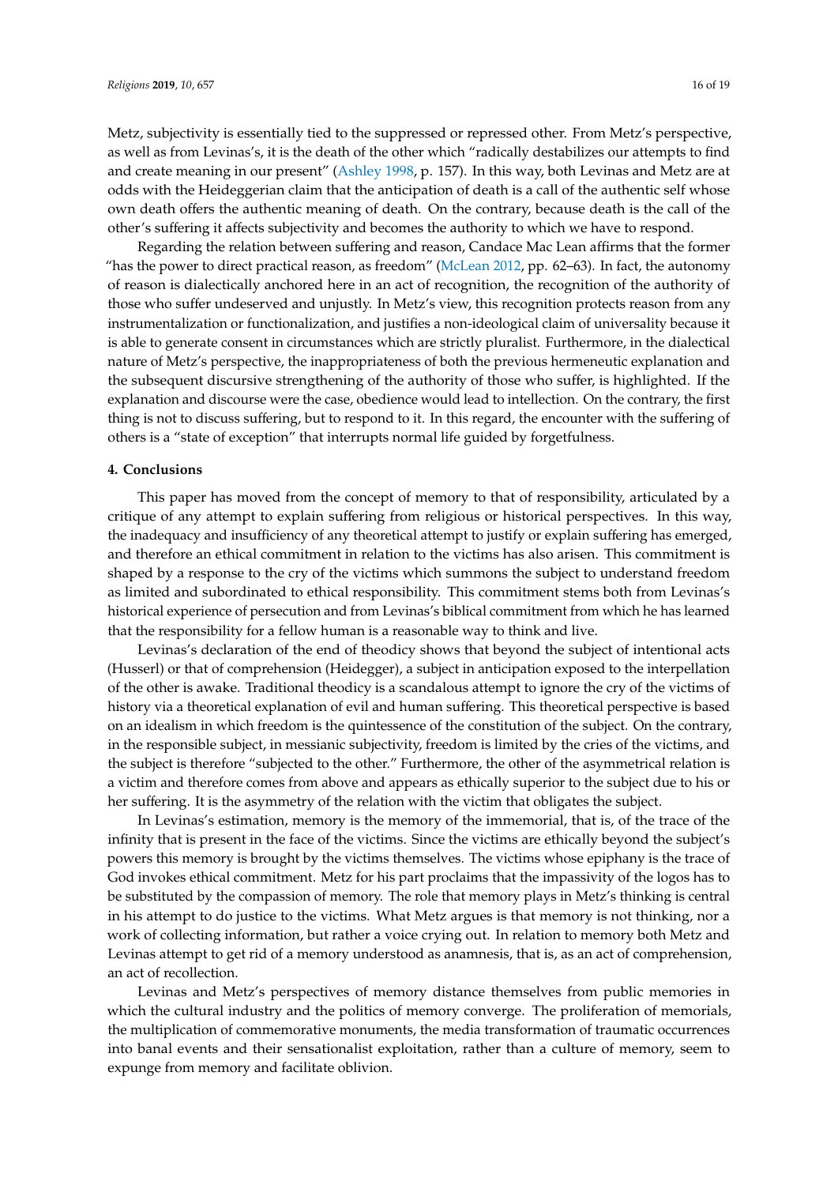Metz, subjectivity is essentially tied to the suppressed or repressed other. From Metz's perspective, as well as from Levinas's, it is the death of the other which "radically destabilizes our attempts to find and create meaning in our present" (Ashley 1998, p. 157). In this way, both Levinas and Metz are at odds with the Heideggerian claim that the anticipation of death is a call of the authentic self whose own death offers the authentic meaning of death. On the contrary, because death is the call of the other's suffering it affects subjectivity and becomes the authority to which we have to respond.

Regarding the relation between suffering and reason, Candace Mac Lean affirms that the former "has the power to direct practical reason, as freedom" (McLean 2012, pp. 62–63). In fact, the autonomy of reason is dialectically anchored here in an act of recognition, the recognition of the authority of those who suffer undeserved and unjustly. In Metz's view, this recognition protects reason from any instrumentalization or functionalization, and justifies a non-ideological claim of universality because it is able to generate consent in circumstances which are strictly pluralist. Furthermore, in the dialectical nature of Metz's perspective, the inappropriateness of both the previous hermeneutic explanation and the subsequent discursive strengthening of the authority of those who suffer, is highlighted. If the explanation and discourse were the case, obedience would lead to intellection. On the contrary, the first thing is not to discuss suffering, but to respond to it. In this regard, the encounter with the suffering of others is a "state of exception" that interrupts normal life guided by forgetfulness.

## 4. Conclusions

This paper has moved from the concept of memory to that of responsibility, articulated by a critique of any attempt to explain suffering from religious or historical perspectives. In this way, the inadequacy and insufficiency of any theoretical attempt to justify or explain suffering has emerged, and therefore an ethical commitment in relation to the victims has also arisen. This commitment is shaped by a response to the cry of the victims which summons the subject to understand freedom as limited and subordinated to ethical responsibility. This commitment stems both from Levinas's historical experience of persecution and from Levinas's biblical commitment from which he has learned that the responsibility for a fellow human is a reasonable way to think and live.

Levinas's declaration of the end of theodicy shows that beyond the subject of intentional acts (Husserl) or that of comprehension (Heidegger), a subject in anticipation exposed to the interpellation of the other is awake. Traditional theodicy is a scandalous attempt to ignore the cry of the victims of history via a theoretical explanation of evil and human suffering. This theoretical perspective is based on an idealism in which freedom is the quintessence of the constitution of the subject. On the contrary, in the responsible subject, in messianic subjectivity, freedom is limited by the cries of the victims, and the subject is therefore "subjected to the other." Furthermore, the other of the asymmetrical relation is a victim and therefore comes from above and appears as ethically superior to the subject due to his or her suffering. It is the asymmetry of the relation with the victim that obligates the subject.

In Levinas's estimation, memory is the memory of the immemorial, that is, of the trace of the infinity that is present in the face of the victims. Since the victims are ethically beyond the subject's powers this memory is brought by the victims themselves. The victims whose epiphany is the trace of God invokes ethical commitment. Metz for his part proclaims that the impassivity of the logos has to be substituted by the compassion of memory. The role that memory plays in Metz's thinking is central in his attempt to do justice to the victims. What Metz argues is that memory is not thinking, nor a work of collecting information, but rather a voice crying out. In relation to memory both Metz and Levinas attempt to get rid of a memory understood as anamnesis, that is, as an act of comprehension, an act of recollection.

Levinas and Metz's perspectives of memory distance themselves from public memories in which the cultural industry and the politics of memory converge. The proliferation of memorials, the multiplication of commemorative monuments, the media transformation of traumatic occurrences into banal events and their sensationalist exploitation, rather than a culture of memory, seem to expunge from memory and facilitate oblivion.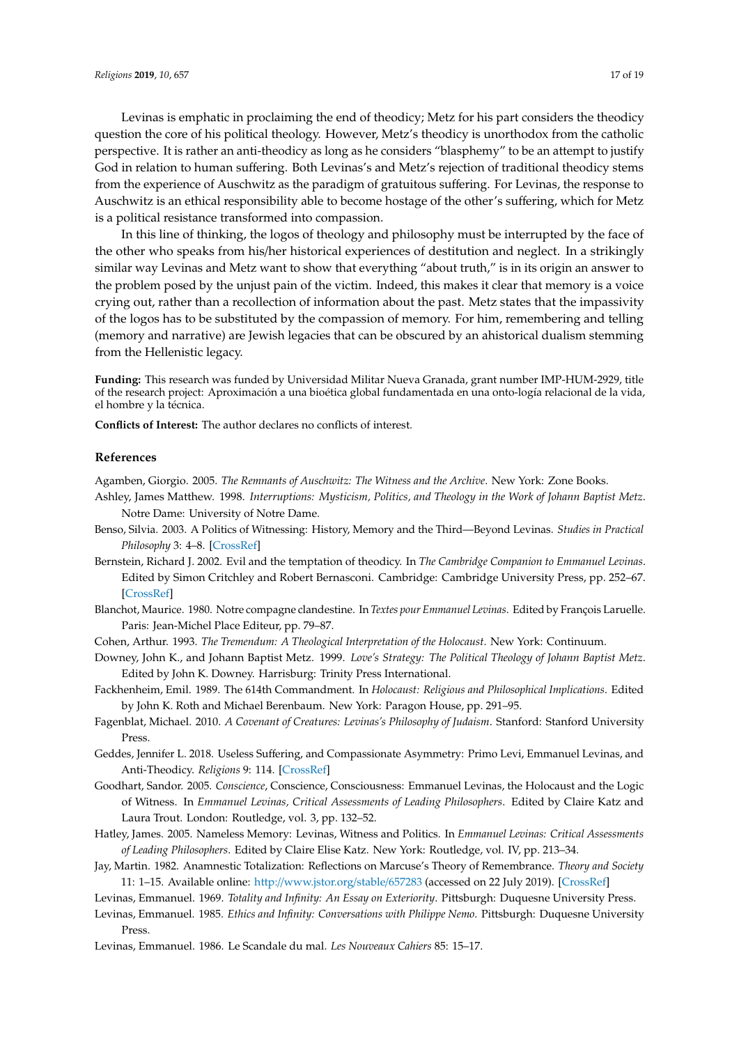Levinas is emphatic in proclaiming the end of theodicy; Metz for his part considers the theodicy question the core of his political theology. However, Metz's theodicy is unorthodox from the catholic perspective. It is rather an anti-theodicy as long as he considers "blasphemy" to be an attempt to justify God in relation to human suffering. Both Levinas's and Metz's rejection of traditional theodicy stems from the experience of Auschwitz as the paradigm of gratuitous suffering. For Levinas, the response to Auschwitz is an ethical responsibility able to become hostage of the other's suffering, which for Metz is a political resistance transformed into compassion.

In this line of thinking, the logos of theology and philosophy must be interrupted by the face of the other who speaks from his/her historical experiences of destitution and neglect. In a strikingly similar way Levinas and Metz want to show that everything "about truth," is in its origin an answer to the problem posed by the unjust pain of the victim. Indeed, this makes it clear that memory is a voice crying out, rather than a recollection of information about the past. Metz states that the impassivity of the logos has to be substituted by the compassion of memory. For him, remembering and telling (memory and narrative) are Jewish legacies that can be obscured by an ahistorical dualism stemming from the Hellenistic legacy.

**Funding:** This research was funded by Universidad Militar Nueva Granada, grant number IMP-HUM-2929, title of the research project: Aproximación a una bioética global fundamentada en una onto-logía relacional de la vida, el hombre y la técnica.

**Conflicts of Interest:** The author declares no conflicts of interest.

## References

Agamben, Giorgio. 2005. *The Remnants of Auschwitz: The Witness and the Archive*. New York: Zone Books.

Ashley, James Matthew. 1998. *Interruptions: Mysticism, Politics, and Theology in the Work of Johann Baptist Metz*. Notre Dame: University of Notre Dame.

Benso, Silvia. 2003. A Politics of Witnessing: History, Memory and the Third—Beyond Levinas. *Studies in Practical Philosophy* 3: 4–8. [CrossRef]

Bernstein, Richard J. 2002. Evil and the temptation of theodicy. In *The Cambridge Companion to Emmanuel Levinas*. Edited by Simon Critchley and Robert Bernasconi. Cambridge: Cambridge University Press, pp. 252–67. [CrossRef]

Blanchot, Maurice. 1980. Notre compagne clandestine. In *Textes pour Emmanuel Levinas*. Edited by François Laruelle. Paris: Jean-Michel Place Editeur, pp. 79–87.

Cohen, Arthur. 1993. *The Tremendum: A Theological Interpretation of the Holocaust*. New York: Continuum.

Downey, John K., and Johann Baptist Metz. 1999. *Love's Strategy: The Political Theology of Johann Baptist Metz*. Edited by John K. Downey. Harrisburg: Trinity Press International.

Fackhenheim, Emil. 1989. The 614th Commandment. In *Holocaust: Religious and Philosophical Implications*. Edited by John K. Roth and Michael Berenbaum. New York: Paragon House, pp. 291–95.

Fagenblat, Michael. 2010. *A Covenant of Creatures: Levinas's Philosophy of Judaism*. Stanford: Stanford University Press.

Geddes, Jennifer L. 2018. Useless Suffering, and Compassionate Asymmetry: Primo Levi, Emmanuel Levinas, and Anti-Theodicy. *Religions* 9: 114. [CrossRef]

Goodhart, Sandor. 2005. *Conscience*, Conscience, Consciousness: Emmanuel Levinas, the Holocaust and the Logic of Witness. In *Emmanuel Levinas, Critical Assessments of Leading Philosophers*. Edited by Claire Katz and Laura Trout. London: Routledge, vol. 3, pp. 132–52.

Hatley, James. 2005. Nameless Memory: Levinas, Witness and Politics. In *Emmanuel Levinas: Critical Assessments of Leading Philosophers*. Edited by Claire Elise Katz. New York: Routledge, vol. IV, pp. 213–34.

Jay, Martin. 1982. Anamnestic Totalization: Reflections on Marcuse's Theory of Remembrance. *Theory and Society* 11: 1–15. Available online: http://www.jstor.org/stable/657283 (accessed on 22 July 2019). [CrossRef]

Levinas, Emmanuel. 1969. *Totality and Infinity: An Essay on Exteriority*. Pittsburgh: Duquesne University Press.

Levinas, Emmanuel. 1985. *Ethics and Infinity: Conversations with Philippe Nemo*. Pittsburgh: Duquesne University Press.

Levinas, Emmanuel. 1986. Le Scandale du mal. *Les Nouveaux Cahiers* 85: 15–17.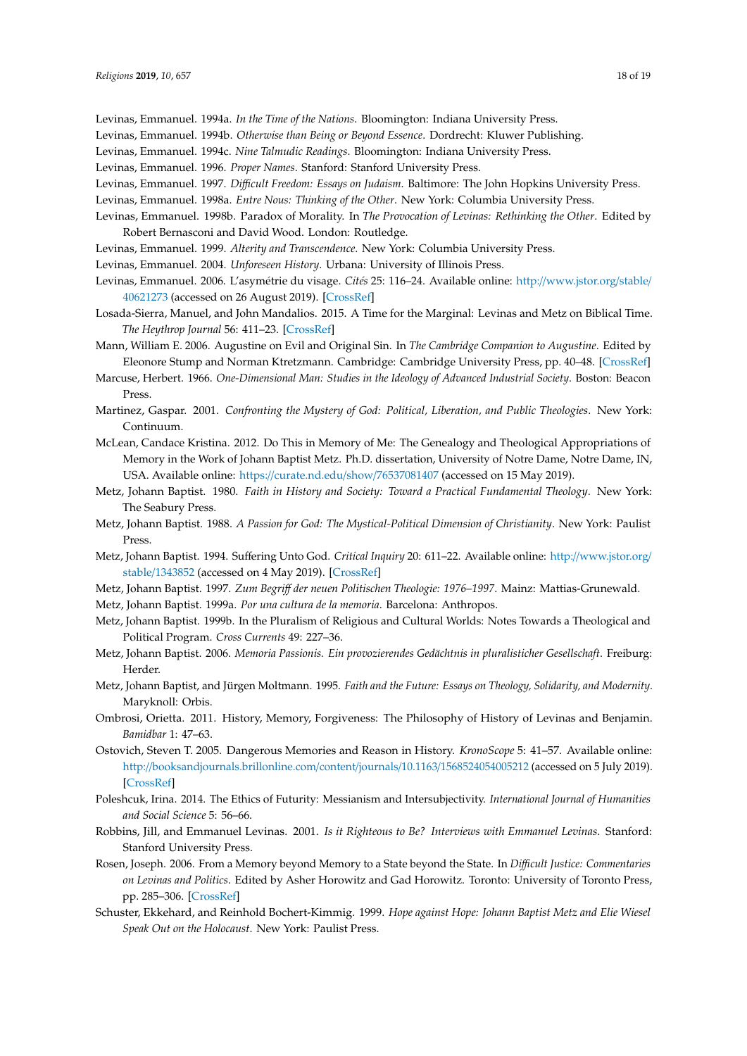Levinas, Emmanuel. 1994a. *In the Time of the Nations*. Bloomington: Indiana University Press.

Levinas, Emmanuel. 1994b. *Otherwise than Being or Beyond Essence*. Dordrecht: Kluwer Publishing.

Levinas, Emmanuel. 1994c. *Nine Talmudic Readings*. Bloomington: Indiana University Press.

Levinas, Emmanuel. 1996. *Proper Names*. Stanford: Stanford University Press.

Levinas, Emmanuel. 1997. *Difficult Freedom: Essays on Judaism*. Baltimore: The John Hopkins University Press.

Levinas, Emmanuel. 1998a. *Entre Nous: Thinking of the Other*. New York: Columbia University Press.

Levinas, Emmanuel. 1998b. Paradox of Morality. In *The Provocation of Levinas: Rethinking the Other*. Edited by Robert Bernasconi and David Wood. London: Routledge.

Levinas, Emmanuel. 1999. *Alterity and Transcendence*. New York: Columbia University Press.

Levinas, Emmanuel. 2004. *Unforeseen History*. Urbana: University of Illinois Press.

Levinas, Emmanuel. 2006. L'asymétrie du visage. *Cités* 25: 116–24. Available online: http://www.jstor.org/stable/40621273 (accessed on 26 August 2019). [CrossRef]

Losada-Sierra, Manuel, and John Mandalios. 2015. A Time for the Marginal: Levinas and Metz on Biblical Time. *The Heythrop Journal* 56: 411–23. [CrossRef]

Mann, William E. 2006. Augustine on Evil and Original Sin. In *The Cambridge Companion to Augustine*. Edited by Eleonore Stump and Norman Ktretzmann. Cambridge: Cambridge University Press, pp. 40–48. [CrossRef]

Marcuse, Herbert. 1966. *One-Dimensional Man: Studies in the Ideology of Advanced Industrial Society*. Boston: Beacon Press.

Martinez, Gaspar. 2001. *Confronting the Mystery of God: Political, Liberation, and Public Theologies*. New York: Continuum.

McLean, Candace Kristina. 2012. Do This in Memory of Me: The Genealogy and Theological Appropriations of Memory in the Work of Johann Baptist Metz. Ph.D. dissertation, University of Notre Dame, Notre Dame, IN, USA. Available online: https://curate.nd.edu/show/76537081407 (accessed on 15 May 2019).

Metz, Johann Baptist. 1980. *Faith in History and Society: Toward a Practical Fundamental Theology*. New York: The Seabury Press.

Metz, Johann Baptist. 1988. *A Passion for God: The Mystical-Political Dimension of Christianity*. New York: Paulist Press.

Metz, Johann Baptist. 1994. Suffering Unto God. *Critical Inquiry* 20: 611–22. Available online: http://www.jstor.org/stable/1343852 (accessed on 4 May 2019). [CrossRef]

Metz, Johann Baptist. 1997. *Zum Begriff der neuen Politischen Theologie: 1976–1997*. Mainz: Mattias-Grunewald.

Metz, Johann Baptist. 1999a. *Por una cultura de la memoria*. Barcelona: Anthropos.

Metz, Johann Baptist. 1999b. In the Pluralism of Religious and Cultural Worlds: Notes Towards a Theological and Political Program. *Cross Currents* 49: 227–36.

Metz, Johann Baptist. 2006. *Memoria Passionis. Ein provozierendes Gedächtnis in pluralistischer Gesellschaft*. Freiburg: Herder.

Metz, Johann Baptist, and Jürgen Moltmann. 1995. *Faith and the Future: Essays on Theology, Solidarity, and Modernity*. Maryknoll: Orbis.

Ombrosi, Orietta. 2011. History, Memory, Forgiveness: The Philosophy of History of Levinas and Benjamin. *Bamidbar* 1: 47–63.

Ostovich, Steven T. 2005. Dangerous Memories and Reason in History. *KronoScope* 5: 41–57. Available online: http://booksandjournals.brillonline.com/content/journals/10.1163/1568524054005212 (accessed on 5 July 2019). [CrossRef]

Poleshcuk, Irina. 2014. The Ethics of Futurity: Messianism and Intersubjectivity. *International Journal of Humanities and Social Science* 5: 56–66.

Robbins, Jill, and Emmanuel Levinas. 2001. *Is it Righteous to Be? Interviews with Emmanuel Levinas*. Stanford: Stanford University Press.

Rosen, Joseph. 2006. From a Memory beyond Memory to a State beyond the State. In *Difficult Justice: Commentaries on Levinas and Politics*. Edited by Asher Horowitz and Gad Horowitz. Toronto: University of Toronto Press, pp. 285–306. [CrossRef]

Schuster, Ekkehard, and Reinhold Bochert-Kimmig. 1999. *Hope against Hope: Johann Baptist Metz and Elie Wiesel Speak Out on the Holocaust*. New York: Paulist Press.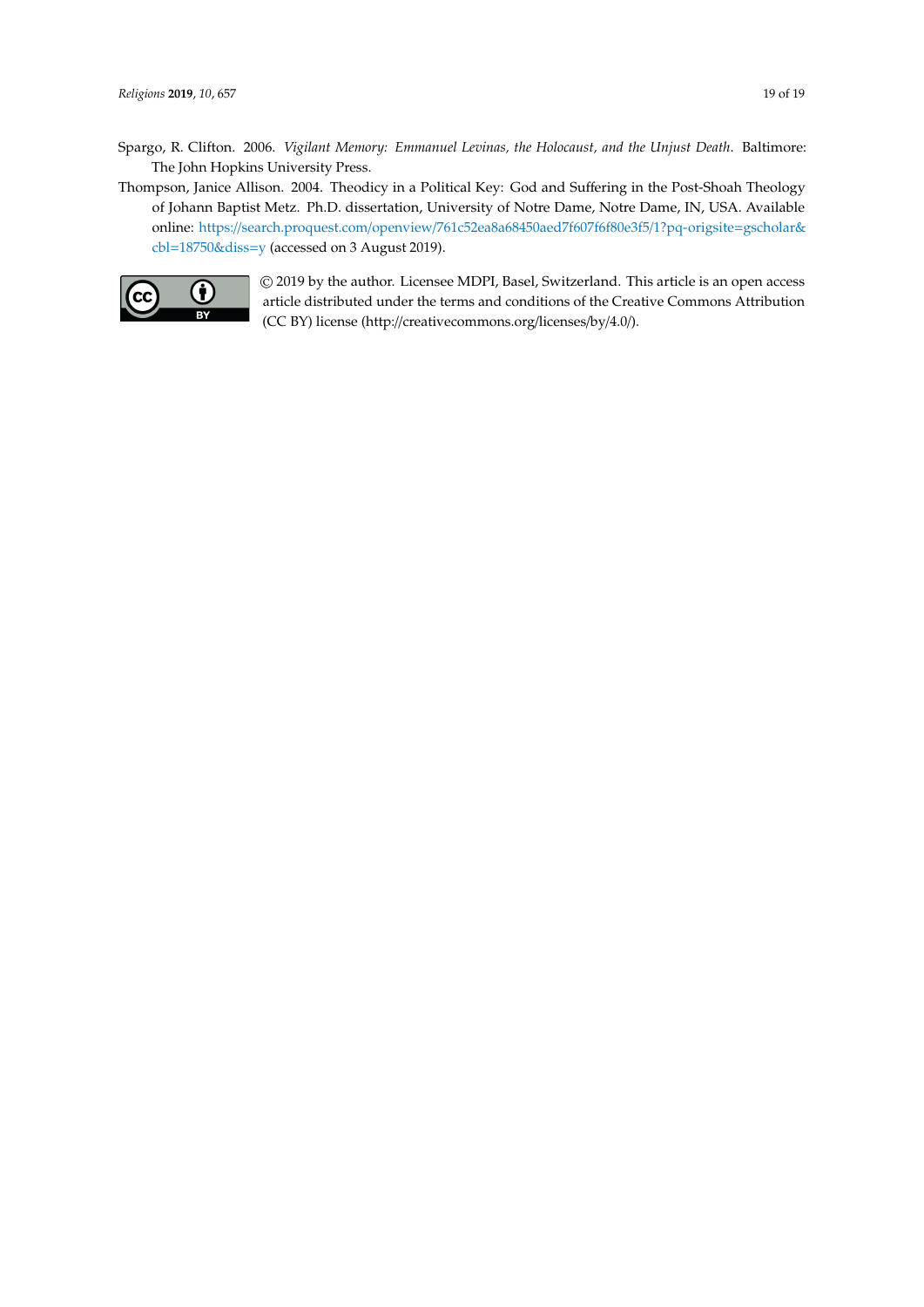Spargo, R. Clifton. 2006. *Vigilant Memory: Emmanuel Levinas, the Holocaust, and the Unjust Death*. Baltimore: The John Hopkins University Press.

Thompson, Janice Allison. 2004. Theodicy in a Political Key: God and Suffering in the Post-Shoah Theology of Johann Baptist Metz. Ph.D. dissertation, University of Notre Dame, Notre Dame, IN, USA. Available online: https://search.proquest.com/openview/761c52ea8a68450aed7f607f6f80e3f5/1?pq-origsite=gscholar&cbl=18750&diss=y (accessed on 3 August 2019).

© 2019 by the author. Licensee MDPI, Basel, Switzerland. This article is an open access article distributed under the terms and conditions of the Creative Commons Attribution (CC BY) license (http://creativecommons.org/licenses/by/4.0/).